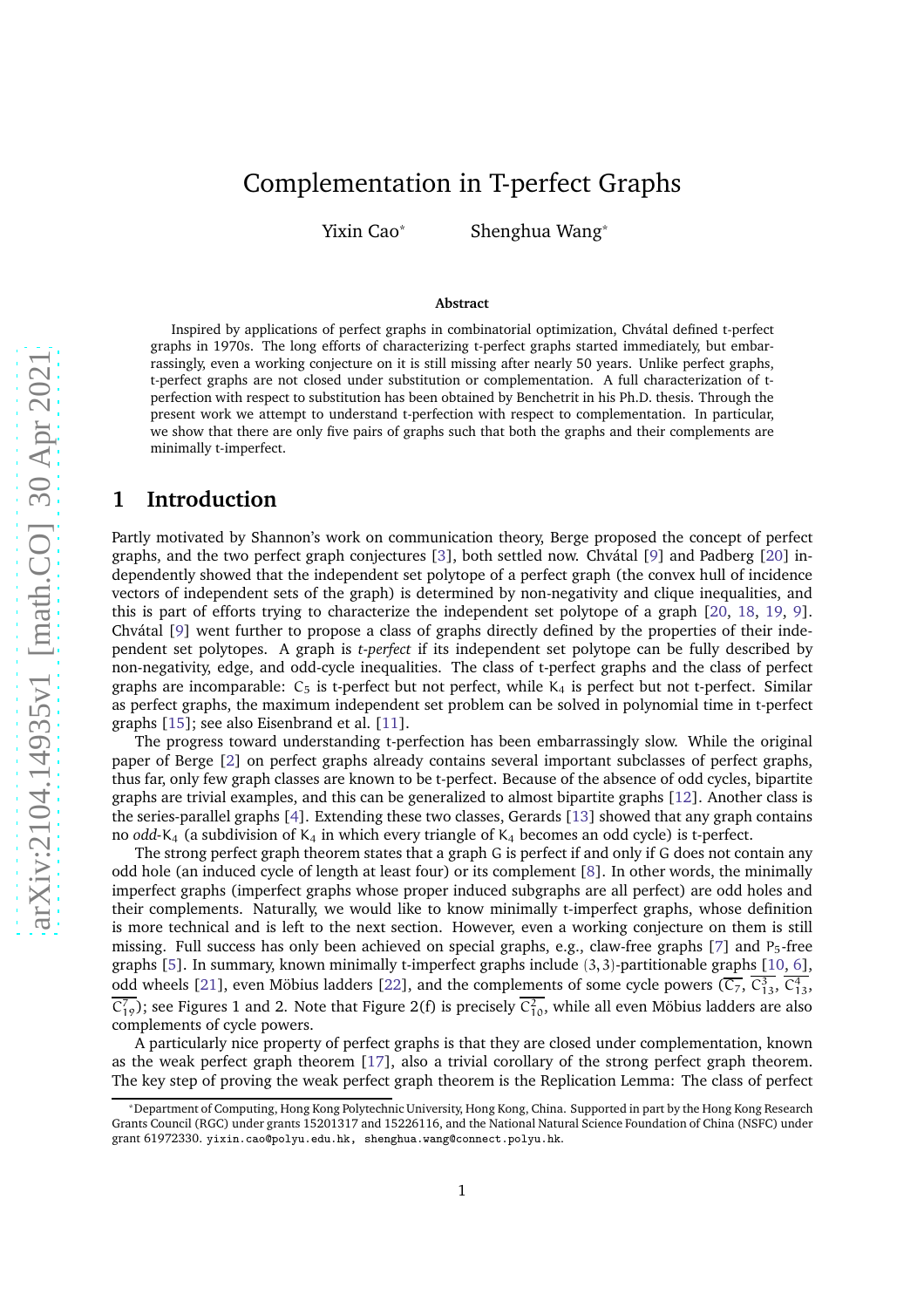# Complementation in T-perfect Graphs

Yixin Cao* Shenghua Wang*

**Abstract**

Inspired by applications of perfect graphs in combinatorial optimization, Chvátal defined t-perfect graphs in 1970s. The long efforts of characterizing t-perfect graphs started immediately, but embarrassingly, even a working conjecture on it is still missing after nearly 50 years. Unlike perfect graphs, t-perfect graphs are not closed under substitution or complementation. A full characterization of t-perfection with respect to substitution has been obtained by Benchetrit in his Ph.D. thesis. Through the present work we attempt to understand t-perfection with respect to complementation. In particular, we show that there are only five pairs of graphs such that both the graphs and their complements are minimally t-imperfect.

## 1 Introduction

Partly motivated by Shannon's work on communication theory, Berge proposed the concept of perfect graphs, and the two perfect graph conjectures [3], both settled now. Chvátal [9] and Padberg [20] independently showed that the independent set polytope of a perfect graph (the convex hull of incidence vectors of independent sets of the graph) is determined by non-negativity and clique inequalities, and this is part of efforts trying to characterize the independent set polytope of a graph [20, 18, 19, 9]. Chvátal [9] went further to propose a class of graphs directly defined by the properties of their independent set polytopes. A graph is *t-perfect* if its independent set polytope can be fully described by non-negativity, edge, and odd-cycle inequalities. The class of t-perfect graphs and the class of perfect graphs are incomparable: $C_5$ is t-perfect but not perfect, while $K_4$ is perfect but not t-perfect. Similar as perfect graphs, the maximum independent set problem can be solved in polynomial time in t-perfect graphs [15]; see also Eisenbrand et al. [11].

The progress toward understanding t-perfection has been embarrassingly slow. While the original paper of Berge [2] on perfect graphs already contains several important subclasses of perfect graphs, thus far, only few graph classes are known to be t-perfect. Because of the absence of odd cycles, bipartite graphs are trivial examples, and this can be generalized to almost bipartite graphs [12]. Another class is the series-parallel graphs [4]. Extending these two classes, Gerards [13] showed that any graph contains no *odd*-$K_4$ (a subdivision of $K_4$ in which every triangle of $K_4$ becomes an odd cycle) is t-perfect.

The strong perfect graph theorem states that a graph G is perfect if and only if G does not contain any odd hole (an induced cycle of length at least four) or its complement [8]. In other words, the minimally imperfect graphs (imperfect graphs whose proper induced subgraphs are all perfect) are odd holes and their complements. Naturally, we would like to know minimally t-imperfect graphs, whose definition is more technical and is left to the next section. However, even a working conjecture on them is still missing. Full success has only been achieved on special graphs, e.g., claw-free graphs [7] and $P_5$-free graphs [5]. In summary, known minimally t-imperfect graphs include $(3,3)$-partitionable graphs [10, 6], odd wheels [21], even Möbius ladders [22], and the complements of some cycle powers ($\overline{C_7}$, $\overline{C_{13}^3}$, $\overline{C_{13}^4}$, $\overline{C_{19}^7}$); see Figures 1 and 2. Note that Figure 2(f) is precisely $\overline{C_{10}^2}$, while all even Möbius ladders are also complements of cycle powers.

A particularly nice property of perfect graphs is that they are closed under complementation, known as the weak perfect graph theorem [17], also a trivial corollary of the strong perfect graph theorem. The key step of proving the weak perfect graph theorem is the Replication Lemma: The class of perfect

*Department of Computing, Hong Kong Polytechnic University, Hong Kong, China. Supported in part by the Hong Kong Research Grants Council (RGC) under grants 15201317 and 15226116, and the National Natural Science Foundation of China (NSFC) under grant 61972330. yixin.cao@polyu.edu.hk, shenghua.wang@connect.polyu.hk.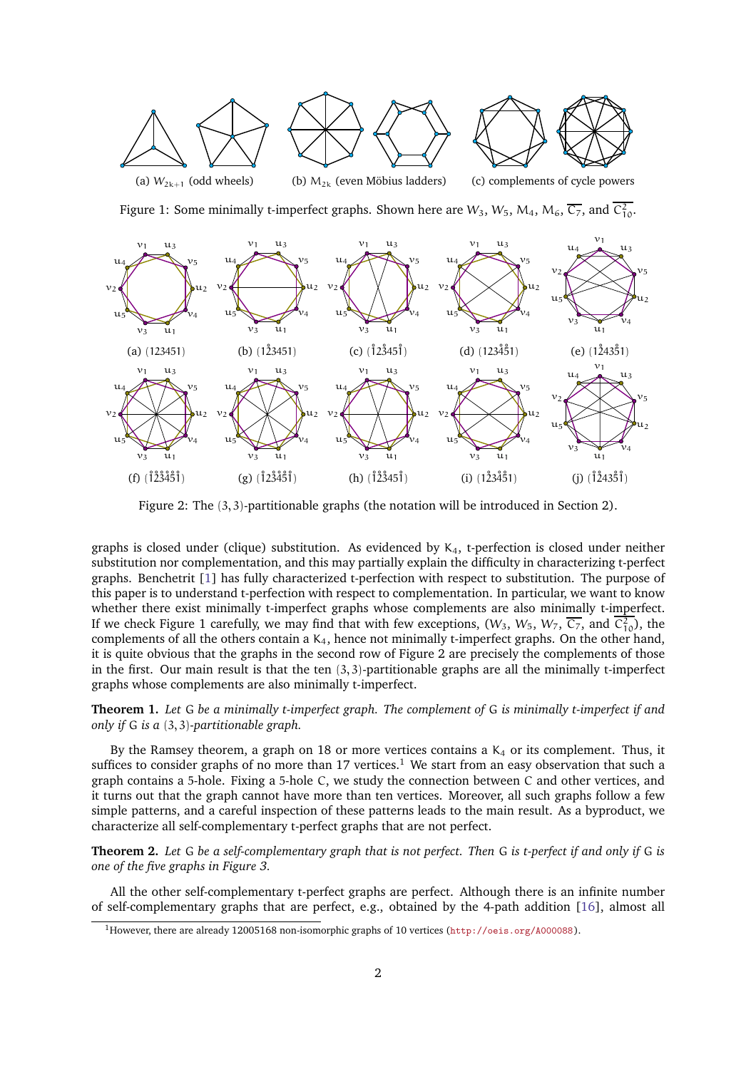(a) $W_{2k+1}$ (odd wheels) (b) $M_{2k}$ (even Möbius ladders) (c) complements of cycle powers

Figure 1: Some minimally t-imperfect graphs. Shown here are $W_3$, $W_5$, $M_4$, $M_6$, $\overline{C_7}$, and $\overline{C_{10}^2}$.

(a) (123451) (b) $(1\mathring{2}3451)$ (c) $(\mathring{1}2\mathring{3}45\mathring{1})$ (d) $(123\mathring{4}\mathring{5}1)$ (e) $(1\mathring{2}435\mathring{1})$

(f) $(\mathring{1}\mathring{2}\mathring{3}\mathring{4}\mathring{5}\mathring{1})$ (g) $(\mathring{1}2\mathring{3}\mathring{4}\mathring{5}\mathring{1})$ (h) $(\mathring{1}\mathring{2}\mathring{3}45\mathring{1})$ (i) $(1\mathring{2}3\mathring{4}\mathring{5}1)$ (j) $(\mathring{1}\mathring{2}435\mathring{1})$

Figure 2: The $(3,3)$-partitionable graphs (the notation will be introduced in Section 2).

graphs is closed under (clique) substitution. As evidenced by $K_4$, t-perfection is closed under neither substitution nor complementation, and this may partially explain the difficulty in characterizing t-perfect graphs. Benchetrit [1] has fully characterized t-perfection with respect to substitution. The purpose of this paper is to understand t-perfection with respect to complementation. In particular, we want to know whether there exist minimally t-imperfect graphs whose complements are also minimally t-imperfect. If we check Figure 1 carefully, we may find that with few exceptions, ($W_3$, $W_5$, $W_7$, $\overline{C_7}$, and $\overline{C_{10}^2}$), the complements of all the others contain a $K_4$, hence not minimally t-imperfect graphs. On the other hand, it is quite obvious that the graphs in the second row of Figure 2 are precisely the complements of those in the first. Our main result is that the ten $(3,3)$-partitionable graphs are all the minimally t-imperfect graphs whose complements are also minimally t-imperfect.

**Theorem 1.** *Let G be a minimally t-imperfect graph. The complement of G is minimally t-imperfect if and only if G is a $(3,3)$-partitionable graph.*

By the Ramsey theorem, a graph on 18 or more vertices contains a $K_4$ or its complement. Thus, it suffices to consider graphs of no more than 17 vertices.[1] We start from an easy observation that such a graph contains a 5-hole. Fixing a 5-hole C, we study the connection between C and other vertices, and it turns out that the graph cannot have more than ten vertices. Moreover, all such graphs follow a few simple patterns, and a careful inspection of these patterns leads to the main result. As a byproduct, we characterize all self-complementary t-perfect graphs that are not perfect.

**Theorem 2.** *Let G be a self-complementary graph that is not perfect. Then G is t-perfect if and only if G is one of the five graphs in Figure 3.*

All the other self-complementary t-perfect graphs are perfect. Although there is an infinite number of self-complementary graphs that are perfect, e.g., obtained by the 4-path addition [16], almost all

[1] However, there are already 12005168 non-isomorphic graphs of 10 vertices (http://oeis.org/A000088).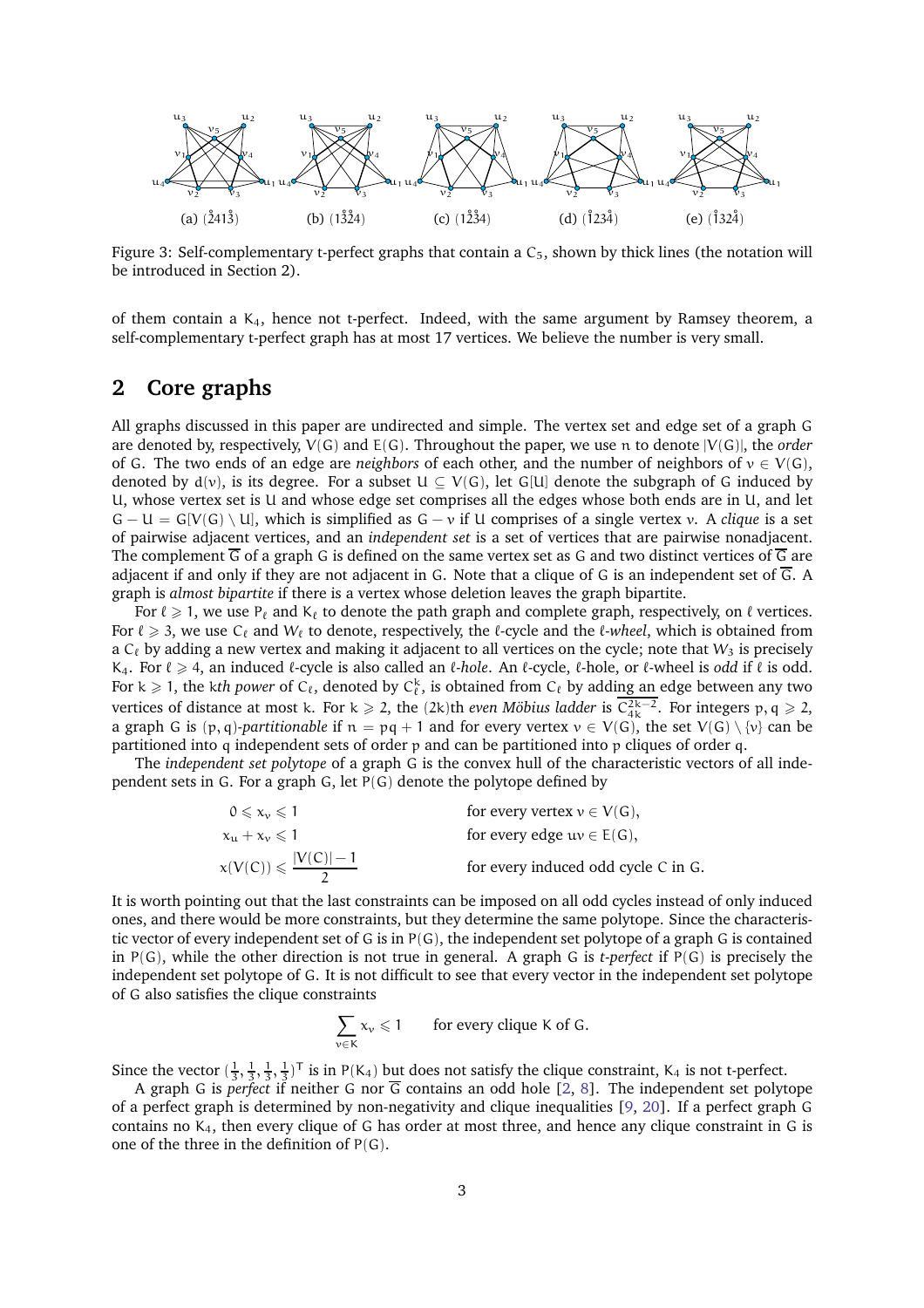(a) $(\mathring{2}41\mathring{3})$ (b) $(1\mathring{3}\mathring{2}4)$ (c) $(1\mathring{2}\mathring{3}4)$ (d) $(\mathring{1}23\mathring{4})$ (e) $(\mathring{1}32\mathring{4})$

Figure 3: Self-complementary t-perfect graphs that contain a $C_5$, shown by thick lines (the notation will be introduced in Section 2).

of them contain a $K_4$, hence not t-perfect. Indeed, with the same argument by Ramsey theorem, a self-complementary t-perfect graph has at most 17 vertices. We believe the number is very small.

## 2 Core graphs

All graphs discussed in this paper are undirected and simple. The vertex set and edge set of a graph $G$ are denoted by, respectively, $V(G)$ and $E(G)$. Throughout the paper, we use $n$ to denote $|V(G)|$, the *order* of $G$. The two ends of an edge are *neighbors* of each other, and the number of neighbors of $v \in V(G)$, denoted by $d(v)$, is its degree. For a subset $U \subseteq V(G)$, let $G[U]$ denote the subgraph of $G$ induced by $U$, whose vertex set is $U$ and whose edge set comprises all the edges whose both ends are in $U$, and let $G - U = G[V(G) \setminus U]$, which is simplified as $G - v$ if $U$ comprises of a single vertex $v$. A *clique* is a set of pairwise adjacent vertices, and an *independent set* is a set of vertices that are pairwise nonadjacent. The complement $\overline{G}$ of a graph $G$ is defined on the same vertex set as $G$ and two distinct vertices of $\overline{G}$ are adjacent if and only if they are not adjacent in $G$. Note that a clique of $G$ is an independent set of $\overline{G}$. A graph is *almost bipartite* if there is a vertex whose deletion leaves the graph bipartite.

For $\ell \geqslant 1$, we use $P_\ell$ and $K_\ell$ to denote the path graph and complete graph, respectively, on $\ell$ vertices. For $\ell \geqslant 3$, we use $C_\ell$ and $W_\ell$ to denote, respectively, the $\ell$-cycle and the $\ell$-*wheel*, which is obtained from a $C_\ell$ by adding a new vertex and making it adjacent to all vertices on the cycle; note that $W_3$ is precisely $K_4$. For $\ell \geqslant 4$, an induced $\ell$-cycle is also called an $\ell$-*hole*. An $\ell$-cycle, $\ell$-hole, or $\ell$-wheel is *odd* if $\ell$ is odd. For $k \geqslant 1$, the $k$*th power* of $C_\ell$, denoted by $C_\ell^k$, is obtained from $C_\ell$ by adding an edge between any two vertices of distance at most $k$. For $k \geqslant 2$, the $(2k)$th *even Möbius ladder* is $\overline{C_{4k}^{2k-2}}$. For integers $p, q \geqslant 2$, a graph $G$ is $(p, q)$-*partitionable* if $n = pq + 1$ and for every vertex $v \in V(G)$, the set $V(G) \setminus \{v\}$ can be partitioned into $q$ independent sets of order $p$ and can be partitioned into $p$ cliques of order $q$.

The *independent set polytope* of a graph $G$ is the convex hull of the characteristic vectors of all independent sets in $G$. For a graph $G$, let $P(G)$ denote the polytope defined by

$$
\begin{aligned}
&0 \leqslant x_v \leqslant 1 && \text{for every vertex } v \in V(G),\\
&x_u + x_v \leqslant 1 && \text{for every edge } uv \in E(G),\\
&x(V(C)) \leqslant \frac{|V(C)| - 1}{2} && \text{for every induced odd cycle } C \text{ in } G.
\end{aligned}
$$

It is worth pointing out that the last constraints can be imposed on all odd cycles instead of only induced ones, and there would be more constraints, but they determine the same polytope. Since the characteristic vector of every independent set of $G$ is in $P(G)$, the independent set polytope of a graph $G$ is contained in $P(G)$, while the other direction is not true in general. A graph $G$ is *t-perfect* if $P(G)$ is precisely the independent set polytope of $G$. It is not difficult to see that every vector in the independent set polytope of $G$ also satisfies the clique constraints

$$
\sum_{v \in K} x_v \leqslant 1 \qquad \text{for every clique } K \text{ of } G.
$$

Since the vector $(\frac{1}{3}, \frac{1}{3}, \frac{1}{3}, \frac{1}{3})^{\mathsf{T}}$ is in $P(K_4)$ but does not satisfy the clique constraint, $K_4$ is not t-perfect.

A graph $G$ is *perfect* if neither $G$ nor $\overline{G}$ contains an odd hole [2, 8]. The independent set polytope of a perfect graph is determined by non-negativity and clique inequalities [9, 20]. If a perfect graph $G$ contains no $K_4$, then every clique of $G$ has order at most three, and hence any clique constraint in $G$ is one of the three in the definition of $P(G)$.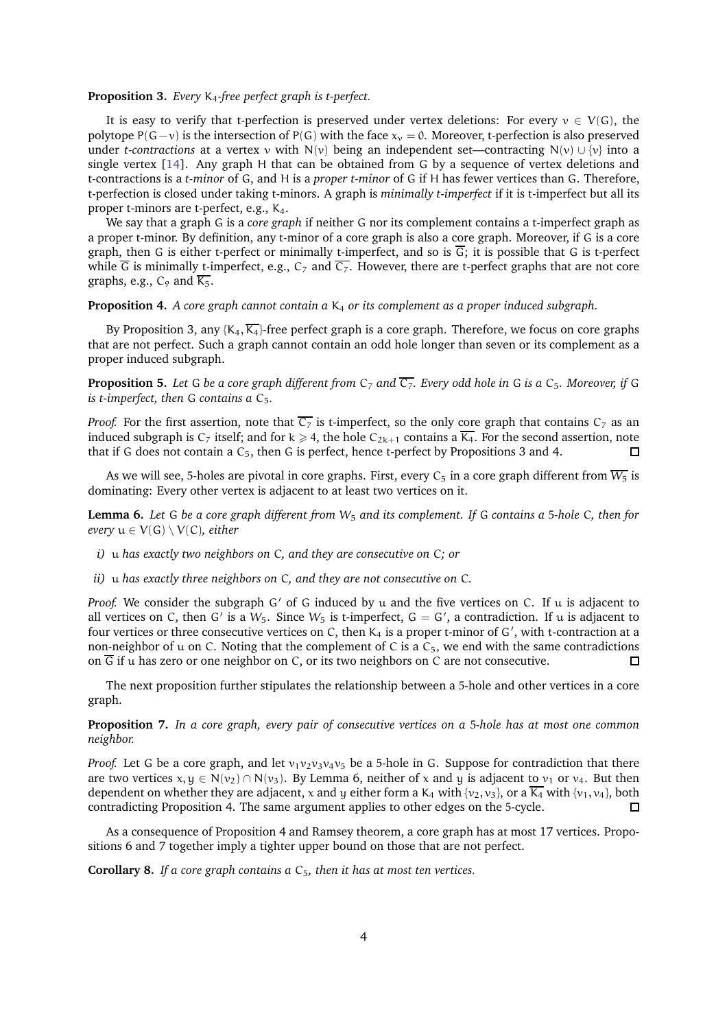**Proposition 3.** *Every $K_4$-free perfect graph is t-perfect.*

It is easy to verify that t-perfection is preserved under vertex deletions: For every $v \in V(G)$, the polytope $P(G-v)$ is the intersection of $P(G)$ with the face $x_v = 0$. Moreover, t-perfection is also preserved under *t-contractions* at a vertex $v$ with $N(v)$ being an independent set—contracting $N(v) \cup \{v\}$ into a single vertex [14]. Any graph $H$ that can be obtained from $G$ by a sequence of vertex deletions and t-contractions is a *t-minor* of $G$, and $H$ is a *proper t-minor* of $G$ if $H$ has fewer vertices than $G$. Therefore, t-perfection is closed under taking t-minors. A graph is *minimally t-imperfect* if it is t-imperfect but all its proper t-minors are t-perfect, e.g., $K_4$.

We say that a graph $G$ is a *core graph* if neither $G$ nor its complement contains a t-imperfect graph as a proper t-minor. By definition, any t-minor of a core graph is also a core graph. Moreover, if $G$ is a core graph, then $G$ is either t-perfect or minimally t-imperfect, and so is $\overline{G}$; it is possible that $G$ is t-perfect while $\overline{G}$ is minimally t-imperfect, e.g., $C_7$ and $\overline{C_7}$. However, there are t-perfect graphs that are not core graphs, e.g., $C_9$ and $\overline{K_5}$.

**Proposition 4.** *A core graph cannot contain a $K_4$ or its complement as a proper induced subgraph.*

By Proposition 3, any $\{K_4, \overline{K_4}\}$-free perfect graph is a core graph. Therefore, we focus on core graphs that are not perfect. Such a graph cannot contain an odd hole longer than seven or its complement as a proper induced subgraph.

**Proposition 5.** *Let $G$ be a core graph different from $C_7$ and $\overline{C_7}$. Every odd hole in $G$ is a $C_5$. Moreover, if $G$ is t-imperfect, then $G$ contains a $C_5$.*

*Proof.* For the first assertion, note that $\overline{C_7}$ is t-imperfect, so the only core graph that contains $C_7$ as an induced subgraph is $C_7$ itself; and for $k \geqslant 4$, the hole $C_{2k+1}$ contains a $\overline{K_4}$. For the second assertion, note that if $G$ does not contain a $C_5$, then $G$ is perfect, hence t-perfect by Propositions 3 and 4. $\square$

As we will see, 5-holes are pivotal in core graphs. First, every $C_5$ in a core graph different from $\overline{W_5}$ is dominating: Every other vertex is adjacent to at least two vertices on it.

**Lemma 6.** *Let $G$ be a core graph different from $W_5$ and its complement. If $G$ contains a 5-hole $C$, then for every $u \in V(G) \setminus V(C)$, either*

*i) $u$ has exactly two neighbors on $C$, and they are consecutive on $C$; or*

*ii) $u$ has exactly three neighbors on $C$, and they are not consecutive on $C$.*

*Proof.* We consider the subgraph $G'$ of $G$ induced by $u$ and the five vertices on $C$. If $u$ is adjacent to all vertices on $C$, then $G'$ is a $W_5$. Since $W_5$ is t-imperfect, $G = G'$, a contradiction. If $u$ is adjacent to four vertices or three consecutive vertices on $C$, then $K_4$ is a proper t-minor of $G'$, with t-contraction at a non-neighbor of $u$ on $C$. Noting that the complement of $C$ is a $C_5$, we end with the same contradictions on $\overline{G}$ if $u$ has zero or one neighbor on $C$, or its two neighbors on $C$ are not consecutive. $\square$

The next proposition further stipulates the relationship between a 5-hole and other vertices in a core graph.

**Proposition 7.** *In a core graph, every pair of consecutive vertices on a 5-hole has at most one common neighbor.*

*Proof.* Let $G$ be a core graph, and let $v_1v_2v_3v_4v_5$ be a 5-hole in $G$. Suppose for contradiction that there are two vertices $x, y \in N(v_2) \cap N(v_3)$. By Lemma 6, neither of $x$ and $y$ is adjacent to $v_1$ or $v_4$. But then dependent on whether they are adjacent, $x$ and $y$ either form a $K_4$ with $\{v_2, v_3\}$, or a $\overline{K_4}$ with $\{v_1, v_4\}$, both contradicting Proposition 4. The same argument applies to other edges on the 5-cycle. $\square$

As a consequence of Proposition 4 and Ramsey theorem, a core graph has at most 17 vertices. Propositions 6 and 7 together imply a tighter upper bound on those that are not perfect.

**Corollary 8.** *If a core graph contains a $C_5$, then it has at most ten vertices.*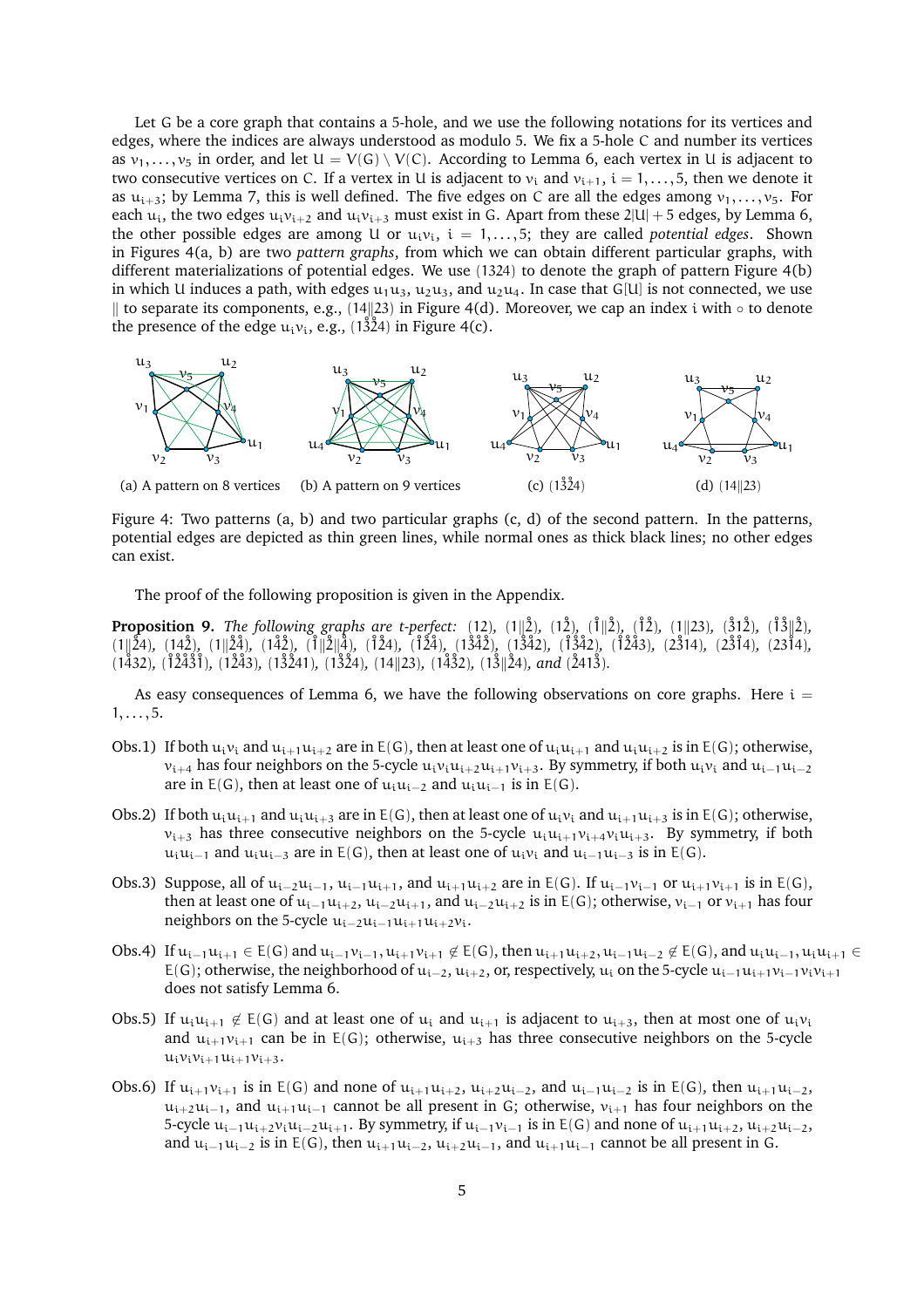Let G be a core graph that contains a 5-hole, and we use the following notations for its vertices and edges, where the indices are always understood as modulo 5. We fix a 5-hole C and number its vertices as $v_1, \ldots, v_5$ in order, and let $U = V(G) \setminus V(C)$. According to Lemma 6, each vertex in U is adjacent to two consecutive vertices on C. If a vertex in U is adjacent to $v_i$ and $v_{i+1}$, $i = 1, \ldots, 5$, then we denote it as $u_{i+3}$; by Lemma 7, this is well defined. The five edges on C are all the edges among $v_1, \ldots, v_5$. For each $u_i$, the two edges $u_i v_{i+2}$ and $u_i v_{i+3}$ must exist in G. Apart from these $2|U| + 5$ edges, by Lemma 6, the other possible edges are among U or $u_i v_i$, $i = 1, \ldots, 5$; they are called *potential edges*. Shown in Figures 4(a, b) are two *pattern graphs*, from which we can obtain different particular graphs, with different materializations of potential edges. We use (1324) to denote the graph of pattern Figure 4(b) in which U induces a path, with edges $u_1u_3$, $u_2u_3$, and $u_2u_4$. In case that G[U] is not connected, we use ‖ to separate its components, e.g., (14‖23) in Figure 4(d). Moreover, we cap an index i with ◦ to denote the presence of the edge $u_i v_i$, e.g., $(1\mathring{3}\mathring{2}4)$ in Figure 4(c).

(a) A pattern on 8 vertices (b) A pattern on 9 vertices (c) $(1\mathring{3}\mathring{2}4)$ (d) (14‖23)

Figure 4: Two patterns (a, b) and two particular graphs (c, d) of the second pattern. In the patterns, potential edges are depicted as thin green lines, while normal ones as thick black lines; no other edges can exist.

The proof of the following proposition is given in the Appendix.

**Proposition 9.** *The following graphs are t-perfect:* $(12)$, $(1\|\mathring{2})$, $(1\mathring{2})$, $(\mathring{1}\|\mathring{2})$, $(\mathring{1}\mathring{2})$, $(1\|23)$, $(\mathring{3}1\mathring{2})$, $(\mathring{1}\mathring{3}\|\mathring{2})$, $(1\|\mathring{2}4)$, $(14\mathring{2})$, $(1\|\mathring{2}\mathring{4})$, $(1\mathring{4}\mathring{2})$, $(\mathring{1}\|\mathring{2}\|\mathring{4})$, $(\mathring{1}\mathring{2}4)$, $(\mathring{1}\mathring{2}\mathring{4})$, $(1\mathring{3}\mathring{4}\mathring{2})$, $(13\mathring{4}\mathring{2})$, $(\mathring{1}\mathring{3}\mathring{4}\mathring{2})$, $(\mathring{1}\mathring{2}\mathring{4}3)$, $(2\mathring{3}14)$, $(2\mathring{3}\mathring{1}4)$, $(23\mathring{1}4)$, $(\mathring{1}432)$, $(\mathring{1}\mathring{2}\mathring{4}\mathring{3}\mathring{1})$, $(1\mathring{2}\mathring{4}3)$, $(1\mathring{3}\mathring{2}41)$, $(1\mathring{3}\mathring{2}4)$, $(14\|23)$, $(14\mathring{3}2)$, $(1\mathring{3}\|\mathring{2}4)$, *and* $(\mathring{2}41\mathring{3})$.

As easy consequences of Lemma 6, we have the following observations on core graphs. Here $i = 1, \ldots, 5$.

- Obs.1) If both $u_i v_i$ and $u_{i+1}u_{i+2}$ are in E(G), then at least one of $u_i u_{i+1}$ and $u_i u_{i+2}$ is in E(G); otherwise, $v_{i+4}$ has four neighbors on the 5-cycle $u_i v_i u_{i+2} u_{i+1} v_{i+3}$. By symmetry, if both $u_i v_i$ and $u_{i-1}u_{i-2}$ are in E(G), then at least one of $u_i u_{i-2}$ and $u_i u_{i-1}$ is in E(G).
- Obs.2) If both $u_i u_{i+1}$ and $u_i u_{i+3}$ are in E(G), then at least one of $u_i v_i$ and $u_{i+1}u_{i+3}$ is in E(G); otherwise, $v_{i+3}$ has three consecutive neighbors on the 5-cycle $u_i u_{i+1} v_{i+4} v_i u_{i+3}$. By symmetry, if both $u_i u_{i-1}$ and $u_i u_{i-3}$ are in E(G), then at least one of $u_i v_i$ and $u_{i-1}u_{i-3}$ is in E(G).
- Obs.3) Suppose, all of $u_{i-2}u_{i-1}$, $u_{i-1}u_{i+1}$, and $u_{i+1}u_{i+2}$ are in E(G). If $u_{i-1}v_{i-1}$ or $u_{i+1}v_{i+1}$ is in E(G), then at least one of $u_{i-1}u_{i+2}$, $u_{i-2}u_{i+1}$, and $u_{i-2}u_{i+2}$ is in E(G); otherwise, $v_{i-1}$ or $v_{i+1}$ has four neighbors on the 5-cycle $u_{i-2}u_{i-1}u_{i+1}u_{i+2}v_i$.
- Obs.4) If $u_{i-1}u_{i+1} \in E(G)$ and $u_{i-1}v_{i-1}, u_{i+1}v_{i+1} \notin E(G)$, then $u_{i+1}u_{i+2}, u_{i-1}u_{i-2} \notin E(G)$, and $u_i u_{i-1}, u_i u_{i+1} \in E(G)$; otherwise, the neighborhood of $u_{i-2}$, $u_{i+2}$, or, respectively, $u_i$ on the 5-cycle $u_{i-1}u_{i+1}v_{i-1}v_i v_{i+1}$ does not satisfy Lemma 6.
- Obs.5) If $u_i u_{i+1} \notin E(G)$ and at least one of $u_i$ and $u_{i+1}$ is adjacent to $u_{i+3}$, then at most one of $u_i v_i$ and $u_{i+1}v_{i+1}$ can be in E(G); otherwise, $u_{i+3}$ has three consecutive neighbors on the 5-cycle $u_i v_i v_{i+1} u_{i+1} v_{i+3}$.
- Obs.6) If $u_{i+1}v_{i+1}$ is in E(G) and none of $u_{i+1}u_{i+2}$, $u_{i+2}u_{i-2}$, and $u_{i-1}u_{i-2}$ is in E(G), then $u_{i+1}u_{i-2}$, $u_{i+2}u_{i-1}$, and $u_{i+1}u_{i-1}$ cannot be all present in G; otherwise, $v_{i+1}$ has four neighbors on the 5-cycle $u_{i-1}u_{i+2}v_i u_{i-2}u_{i+1}$. By symmetry, if $u_{i-1}v_{i-1}$ is in E(G) and none of $u_{i+1}u_{i+2}$, $u_{i+2}u_{i-2}$, and $u_{i-1}u_{i-2}$ is in E(G), then $u_{i+1}u_{i-2}$, $u_{i+2}u_{i-1}$, and $u_{i+1}u_{i-1}$ cannot be all present in G.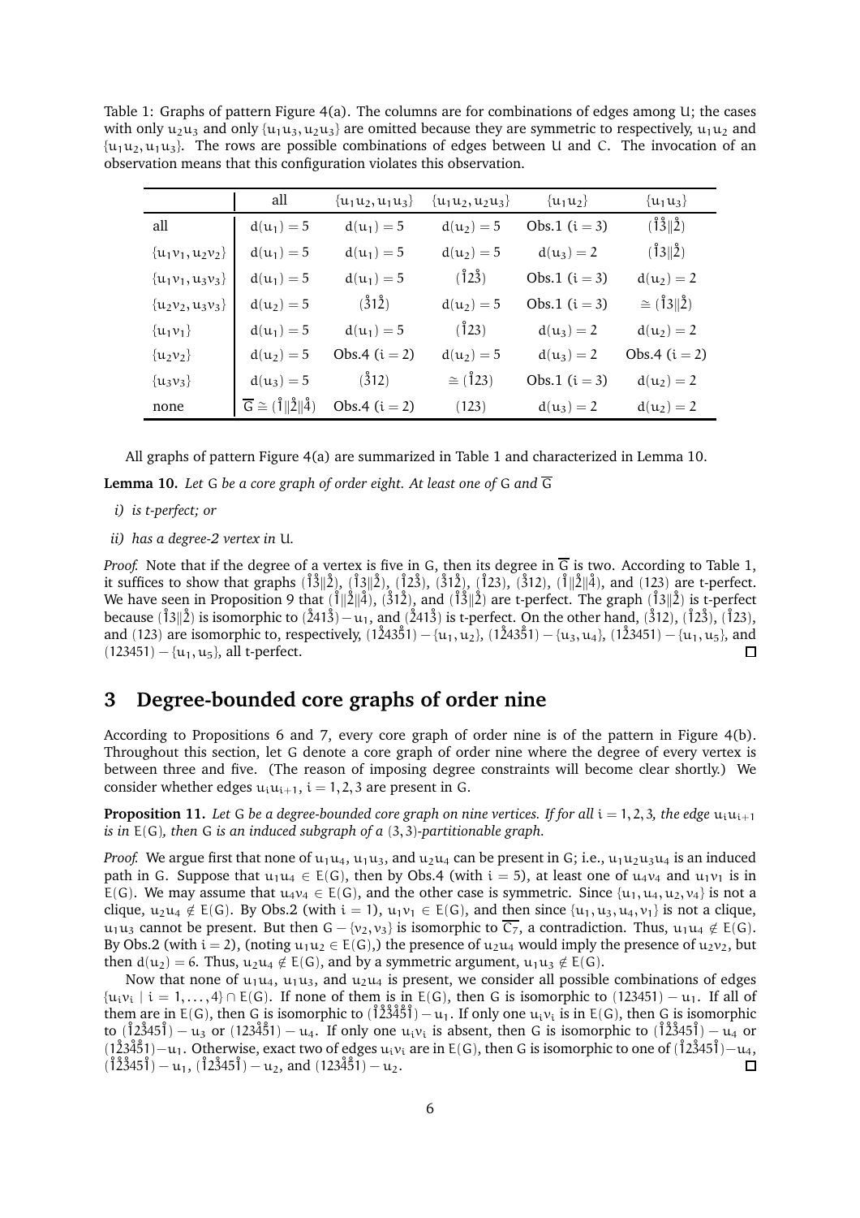Table 1: Graphs of pattern Figure 4(a). The columns are for combinations of edges among U; the cases with only $u_2u_3$ and only $\{u_1u_3, u_2u_3\}$ are omitted because they are symmetric to respectively, $u_1u_2$ and $\{u_1u_2, u_1u_3\}$. The rows are possible combinations of edges between U and C. The invocation of an observation means that this configuration violates this observation.

| | all | $\{u_1u_2, u_1u_3\}$ | $\{u_1u_2, u_2u_3\}$ | $\{u_1u_2\}$ | $\{u_1u_3\}$ |
|---|---|---|---|---|---|
| all | $d(u_1) = 5$ | $d(u_1) = 5$ | $d(u_2) = 5$ | Obs.1 $(i = 3)$ | $(\mathring{1}\mathring{3}\|\mathring{2})$ |
| $\{u_1v_1, u_2v_2\}$ | $d(u_1) = 5$ | $d(u_1) = 5$ | $d(u_2) = 5$ | $d(u_3) = 2$ | $(\mathring{1}3\|\mathring{2})$ |
| $\{u_1v_1, u_3v_3\}$ | $d(u_1) = 5$ | $d(u_1) = 5$ | $(\mathring{1}2\mathring{3})$ | Obs.1 $(i = 3)$ | $d(u_2) = 2$ |
| $\{u_2v_2, u_3v_3\}$ | $d(u_2) = 5$ | $(\mathring{3}1\mathring{2})$ | $d(u_2) = 5$ | Obs.1 $(i = 3)$ | $\cong (\mathring{1}3\|\mathring{2})$ |
| $\{u_1v_1\}$ | $d(u_1) = 5$ | $d(u_1) = 5$ | $(\mathring{1}23)$ | $d(u_3) = 2$ | $d(u_2) = 2$ |
| $\{u_2v_2\}$ | $d(u_2) = 5$ | Obs.4 $(i = 2)$ | $d(u_2) = 5$ | $d(u_3) = 2$ | Obs.4 $(i = 2)$ |
| $\{u_3v_3\}$ | $d(u_3) = 5$ | $(\mathring{3}12)$ | $\cong (\mathring{1}23)$ | Obs.1 $(i = 3)$ | $d(u_2) = 2$ |
| none | $\overline{G} \cong (\mathring{1}\|\mathring{2}\|\mathring{4})$ | Obs.4 $(i = 2)$ | $(123)$ | $d(u_3) = 2$ | $d(u_2) = 2$ |

All graphs of pattern Figure 4(a) are summarized in Table 1 and characterized in Lemma 10.

**Lemma 10.** *Let G be a core graph of order eight. At least one of G and $\overline{G}$*

*i) is t-perfect; or*

*ii) has a degree-2 vertex in U.*

*Proof.* Note that if the degree of a vertex is five in G, then its degree in $\overline{G}$ is two. According to Table 1, it suffices to show that graphs $(\mathring{1}\mathring{3}\|\mathring{2})$, $(\mathring{1}3\|\mathring{2})$, $(\mathring{1}2\mathring{3})$, $(\mathring{3}1\mathring{2})$, $(\mathring{1}23)$, $(\mathring{3}12)$, $(\mathring{1}\|\mathring{2}\|\mathring{4})$, and $(123)$ are t-perfect. We have seen in Proposition 9 that $(\mathring{1}\|\mathring{2}\|\mathring{4})$, $(\mathring{3}1\mathring{2})$, and $(\mathring{1}\mathring{3}\|\mathring{2})$ are t-perfect. The graph $(\mathring{1}3\|\mathring{2})$ is t-perfect because $(\mathring{1}3\|\mathring{2})$ is isomorphic to $(\mathring{2}41\mathring{3}) - u_1$, and $(\mathring{2}41\mathring{3})$ is t-perfect. On the other hand, $(\mathring{3}12)$, $(\mathring{1}2\mathring{3})$, $(\mathring{1}23)$, and $(123)$ are isomorphic to, respectively, $(1\mathring{2}43\mathring{5}1) - \{u_1, u_2\}$, $(1\mathring{2}43\mathring{5}1) - \{u_3, u_4\}$, $(1\mathring{2}3451) - \{u_1, u_5\}$, and $(123451) - \{u_1, u_5\}$, all t-perfect. □

## 3 Degree-bounded core graphs of order nine

According to Propositions 6 and 7, every core graph of order nine is of the pattern in Figure 4(b). Throughout this section, let G denote a core graph of order nine where the degree of every vertex is between three and five. (The reason of imposing degree constraints will become clear shortly.) We consider whether edges $u_iu_{i+1}$, $i = 1, 2, 3$ are present in G.

**Proposition 11.** *Let G be a degree-bounded core graph on nine vertices. If for all $i = 1, 2, 3$, the edge $u_iu_{i+1}$ is in $E(G)$, then G is an induced subgraph of a $(3, 3)$-partitionable graph.*

*Proof.* We argue first that none of $u_1u_4$, $u_1u_3$, and $u_2u_4$ can be present in G; i.e., $u_1u_2u_3u_4$ is an induced path in G. Suppose that $u_1u_4 \in E(G)$, then by Obs.4 (with $i = 5$), at least one of $u_4v_4$ and $u_1v_1$ is in $E(G)$. We may assume that $u_4v_4 \in E(G)$, and the other case is symmetric. Since $\{u_1, u_4, u_2, v_4\}$ is not a clique, $u_2u_4 \notin E(G)$. By Obs.2 (with $i = 1$), $u_1v_1 \in E(G)$, and then since $\{u_1, u_3, u_4, v_1\}$ is not a clique, $u_1u_3$ cannot be present. But then $G - \{v_2, v_3\}$ is isomorphic to $\overline{C_7}$, a contradiction. Thus, $u_1u_4 \notin E(G)$. By Obs.2 (with $i = 2$), (noting $u_1u_2 \in E(G)$,) the presence of $u_2u_4$ would imply the presence of $u_2v_2$, but then $d(u_2) = 6$. Thus, $u_2u_4 \notin E(G)$, and by a symmetric argument, $u_1u_3 \notin E(G)$.

Now that none of $u_1u_4$, $u_1u_3$, and $u_2u_4$ is present, we consider all possible combinations of edges $\{u_iv_i \mid i = 1, \ldots, 4\} \cap E(G)$. If none of them is in $E(G)$, then G is isomorphic to $(123451) - u_1$. If all of them are in $E(G)$, then G is isomorphic to $(\mathring{1}\mathring{2}\mathring{3}\mathring{4}\mathring{5}\mathring{1}) - u_1$. If only one $u_iv_i$ is in $E(G)$, then G is isomorphic to $(\mathring{1}2\mathring{3}45\mathring{1}) - u_3$ or $(1234\mathring{5}\mathring{1}) - u_4$. If only one $u_iv_i$ is absent, then G is isomorphic to $(\mathring{1}\mathring{2}\mathring{3}45\mathring{1}) - u_4$ or $(1\mathring{2}3\mathring{4}\mathring{5}1) - u_1$. Otherwise, exact two of edges $u_iv_i$ are in $E(G)$, then G is isomorphic to one of $(\mathring{1}2\mathring{3}45\mathring{1}) - u_4$, $(\mathring{1}\mathring{2}\mathring{3}45\mathring{1}) - u_1$, $(\mathring{1}2\mathring{3}45\mathring{1}) - u_2$, and $(1234\mathring{5}\mathring{1}) - u_2$. □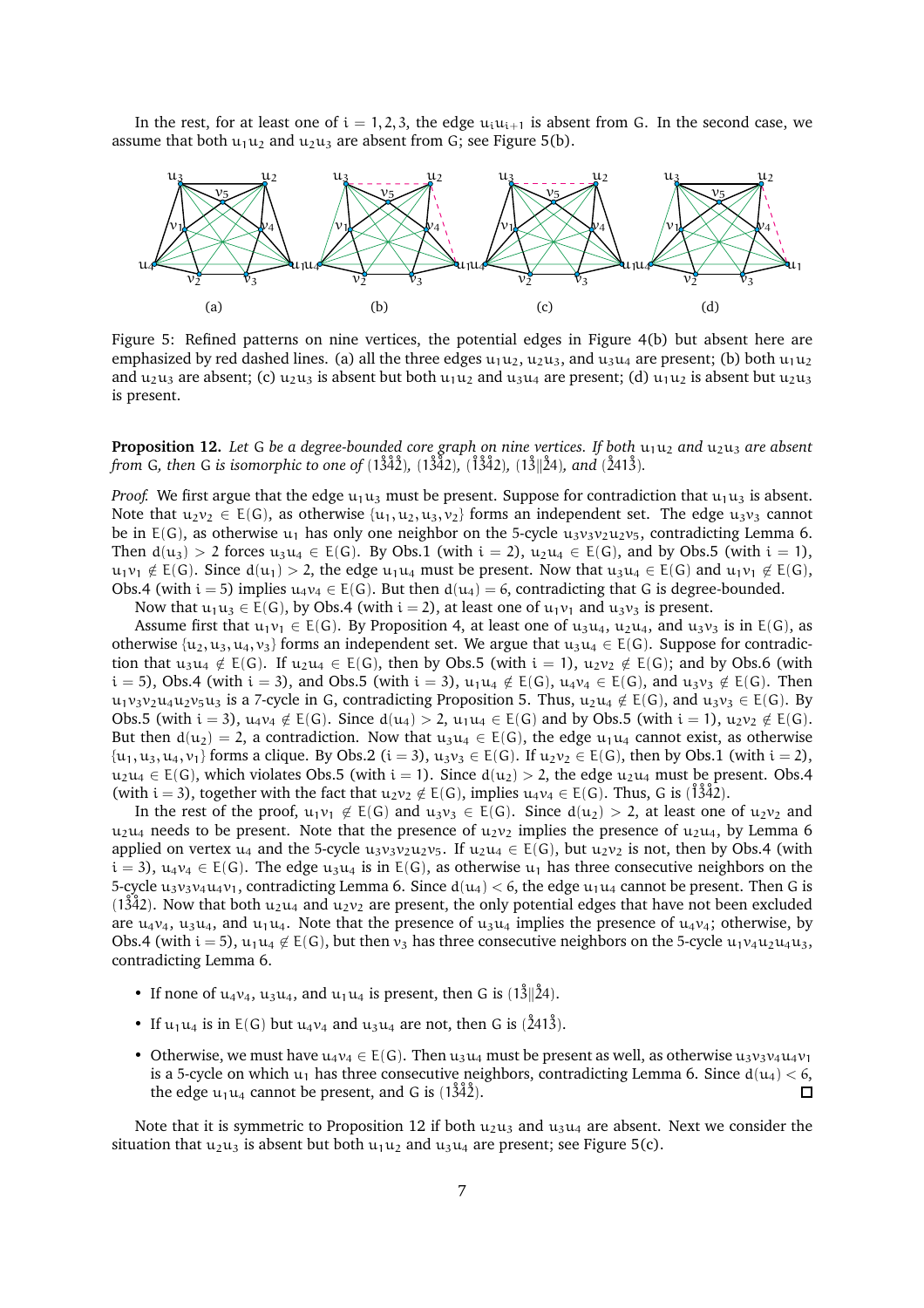In the rest, for at least one of $i = 1, 2, 3$, the edge $u_iu_{i+1}$ is absent from G. In the second case, we assume that both $u_1u_2$ and $u_2u_3$ are absent from G; see Figure 5(b).

Figure 5: Refined patterns on nine vertices, the potential edges in Figure 4(b) but absent here are emphasized by red dashed lines. (a) all the three edges $u_1u_2$, $u_2u_3$, and $u_3u_4$ are present; (b) both $u_1u_2$ and $u_2u_3$ are absent; (c) $u_2u_3$ is absent but both $u_1u_2$ and $u_3u_4$ are present; (d) $u_1u_2$ is absent but $u_2u_3$ is present.

**Proposition 12.** *Let G be a degree-bounded core graph on nine vertices. If both $u_1u_2$ and $u_2u_3$ are absent from G, then G is isomorphic to one of $(\mathring{1}\mathring{3}\mathring{4}\mathring{2})$, $(13\mathring{4}\mathring{2})$, $(\mathring{1}\mathring{3}\mathring{4}2)$, $(1\mathring{3}\|\mathring{2}4)$, and $(\mathring{2}41\mathring{3})$.*

*Proof.* We first argue that the edge $u_1u_3$ must be present. Suppose for contradiction that $u_1u_3$ is absent. Note that $u_2v_2 \in E(G)$, as otherwise $\{u_1, u_2, u_3, v_2\}$ forms an independent set. The edge $u_3v_3$ cannot be in $E(G)$, as otherwise $u_1$ has only one neighbor on the 5-cycle $u_3v_3v_2u_2v_5$, contradicting Lemma 6. Then $d(u_3) > 2$ forces $u_3u_4 \in E(G)$. By Obs.1 (with $i = 2$), $u_2u_4 \in E(G)$, and by Obs.5 (with $i = 1$), $u_1v_1 \notin E(G)$. Since $d(u_1) > 2$, the edge $u_1u_4$ must be present. Now that $u_3u_4 \in E(G)$ and $u_1v_1 \notin E(G)$, Obs.4 (with $i = 5$) implies $u_4v_4 \in E(G)$. But then $d(u_4) = 6$, contradicting that G is degree-bounded.

Now that $u_1u_3 \in E(G)$, by Obs.4 (with $i = 2$), at least one of $u_1v_1$ and $u_3v_3$ is present.

Assume first that $u_1v_1 \in E(G)$. By Proposition 4, at least one of $u_3u_4$, $u_2u_4$, and $u_3v_3$ is in $E(G)$, as otherwise $\{u_2, u_3, u_4, v_3\}$ forms an independent set. We argue that $u_3u_4 \in E(G)$. Suppose for contradiction that $u_3u_4 \notin E(G)$. If $u_2u_4 \in E(G)$, then by Obs.5 (with $i = 1$), $u_2v_2 \notin E(G)$; and by Obs.6 (with $i = 5$), Obs.4 (with $i = 3$), and Obs.5 (with $i = 3$), $u_1u_4 \notin E(G)$, $u_4v_4 \notin E(G)$, and $u_3v_3 \notin E(G)$. Then $u_1v_3v_2u_4u_2v_5u_3$ is a 7-cycle in G, contradicting Proposition 5. Thus, $u_2u_4 \notin E(G)$, and $u_3v_3 \in E(G)$. By Obs.5 (with $i = 3$), $u_4v_4 \notin E(G)$. Since $d(u_4) > 2$, $u_1u_4 \in E(G)$ and by Obs.5 (with $i = 1$), $u_2v_2 \notin E(G)$. But then $d(u_2) = 2$, a contradiction. Now that $u_3u_4 \in E(G)$, the edge $u_1u_4$ cannot exist, as otherwise $\{u_1, u_3, u_4, v_1\}$ forms a clique. By Obs.2 ($i = 3$), $u_3v_3 \in E(G)$. If $u_2v_2 \in E(G)$, then by Obs.1 (with $i = 2$), $u_2u_4 \in E(G)$, which violates Obs.5 (with $i = 1$). Since $d(u_2) > 2$, the edge $u_2u_4$ must be present. Obs.4 (with $i = 3$), together with the fact that $u_2v_2 \notin E(G)$, implies $u_4v_4 \in E(G)$. Thus, G is $(\mathring{1}\mathring{3}\mathring{4}2)$.

In the rest of the proof, $u_1v_1 \notin E(G)$ and $u_3v_3 \in E(G)$. Since $d(u_2) > 2$, at least one of $u_2v_2$ and $u_2u_4$ needs to be present. Note that the presence of $u_2v_2$ implies the presence of $u_2u_4$, by Lemma 6 applied on vertex $u_4$ and the 5-cycle $u_3v_3v_2u_2v_5$. If $u_2u_4 \in E(G)$, but $u_2v_2$ is not, then by Obs.4 (with $i = 3$), $u_4v_4 \in E(G)$. The edge $u_3u_4$ is in $E(G)$, as otherwise $u_1$ has three consecutive neighbors on the 5-cycle $u_3v_3v_4u_4v_1$. Since $d(u_4) < 6$, the edge $u_1u_4$ cannot be present. Then G is $(13\mathring{4}\mathring{2})$. Now that both $u_2u_4$ and $u_2v_2$ are present, the only potential edges that have not been excluded are $u_4v_4$, $u_3u_4$, and $u_1u_4$. Note that the presence of $u_3u_4$ implies the presence of $u_4v_4$; otherwise, by Obs.4 (with $i = 5$), $u_1u_4 \notin E(G)$, but then $v_3$ has three consecutive neighbors on the 5-cycle $u_1v_4u_2u_4u_3$, contradicting Lemma 6.

- If none of $u_4v_4$, $u_3u_4$, and $u_1u_4$ is present, then G is $(1\mathring{3}\|\mathring{2}4)$.
- If $u_1u_4$ is in $E(G)$ but $u_4v_4$ and $u_3u_4$ are not, then G is $(\mathring{2}41\mathring{3})$.
- Otherwise, we must have $u_4v_4 \in E(G)$. Then $u_3u_4$ must be present as well, as otherwise $u_3v_3v_4u_4v_1$ is a 5-cycle on which $u_1$ has three consecutive neighbors, contradicting Lemma 6. Since $d(u_4) < 6$, the edge $u_1u_4$ cannot be present, and G is $(1\mathring{3}\mathring{4}\mathring{2})$. ∎

Note that it is symmetric to Proposition 12 if both $u_2u_3$ and $u_3u_4$ are absent. Next we consider the situation that $u_2u_3$ is absent but both $u_1u_2$ and $u_3u_4$ are present; see Figure 5(c).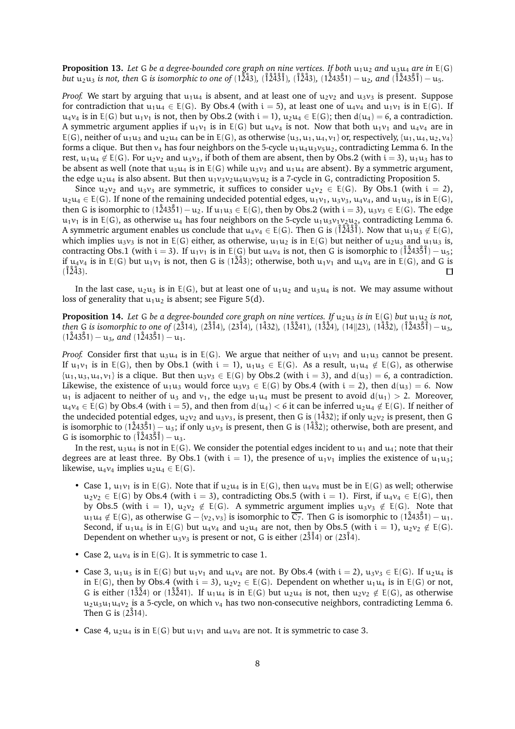**Proposition 13.** *Let* $G$ *be a degree-bounded core graph on nine vertices. If both* $u_1u_2$ *and* $u_3u_4$ *are in* $E(G)$ *but* $u_2u_3$ *is not, then* $G$ *is isomorphic to one of* $(1\mathring{2}\mathring{4}3)$, $(\mathring{1}\mathring{2}\mathring{4}\mathring{3}\mathring{1})$, $(\mathring{1}\mathring{2}\mathring{4}3)$, $(1\mathring{2}43\mathring{5}1)-u_2$, *and* $(\mathring{1}\mathring{2}43\mathring{5}\mathring{1})-u_5$.

*Proof.* We start by arguing that $u_1u_4$ is absent, and at least one of $u_2v_2$ and $u_3v_3$ is present. Suppose for contradiction that $u_1u_4 \in E(G)$. By Obs.4 (with $i = 5$), at least one of $u_4v_4$ and $u_1v_1$ is in $E(G)$. If $u_4v_4$ is in $E(G)$ but $u_1v_1$ is not, then by Obs.2 (with $i = 1$), $u_2u_4 \in E(G)$; then $d(u_4) = 6$, a contradiction. A symmetric argument applies if $u_1v_1$ is in $E(G)$ but $u_4v_4$ is not. Now that both $u_1v_1$ and $u_4v_4$ are in $E(G)$, neither of $u_1u_3$ and $u_2u_4$ can be in $E(G)$, as otherwise $\{u_3, u_1, u_4, v_1\}$ or, respectively, $\{u_1, u_4, u_2, v_4\}$ forms a clique. But then $v_4$ has four neighbors on the 5-cycle $u_1u_4u_3v_5u_2$, contradicting Lemma 6. In the rest, $u_1u_4 \notin E(G)$. For $u_2v_2$ and $u_3v_3$, if both of them are absent, then by Obs.2 (with $i = 3$), $u_1u_3$ has to be absent as well (note that $u_3u_4$ is in $E(G)$ while $u_3v_3$ and $u_1u_4$ are absent). By a symmetric argument, the edge $u_2u_4$ is also absent. But then $u_1v_3v_2u_4u_3v_5u_2$ is a 7-cycle in $G$, contradicting Proposition 5.

Since $u_2v_2$ and $u_3v_3$ are symmetric, it suffices to consider $u_2v_2 \in E(G)$. By Obs.1 (with $i = 2$), $u_2u_4 \in E(G)$. If none of the remaining undecided potential edges, $u_1v_1$, $u_3v_3$, $u_4v_4$, and $u_1u_3$, is in $E(G)$, then $G$ is isomorphic to $(1\mathring{2}43\mathring{5}1)-u_2$. If $u_1u_3 \in E(G)$, then by Obs.2 (with $i = 3$), $u_3v_3 \in E(G)$. The edge $u_1v_1$ is in $E(G)$, as otherwise $u_4$ has four neighbors on the 5-cycle $u_1u_3v_1v_2u_2$, contradicting Lemma 6. A symmetric argument enables us conclude that $u_4v_4 \in E(G)$. Then $G$ is $(\mathring{1}\mathring{2}\mathring{4}\mathring{3}\mathring{1})$. Now that $u_1u_3 \notin E(G)$, which implies $u_3v_3$ is not in $E(G)$ either, as otherwise, $u_1u_2$ is in $E(G)$ but neither of $u_2u_3$ and $u_1u_3$ is, contracting Obs.1 (with $i = 3$). If $u_1v_1$ is in $E(G)$ but $u_4v_4$ is not, then $G$ is isomorphic to $(\mathring{1}\mathring{2}43\mathring{5}\mathring{1})-u_5$; if $u_4v_4$ is in $E(G)$ but $u_1v_1$ is not, then $G$ is $(1\mathring{2}\mathring{4}3)$; otherwise, both $u_1v_1$ and $u_4v_4$ are in $E(G)$, and $G$ is $(\mathring{1}\mathring{2}\mathring{4}3)$. ☐

In the last case, $u_2u_3$ is in $E(G)$, but at least one of $u_1u_2$ and $u_3u_4$ is not. We may assume without loss of generality that $u_1u_2$ is absent; see Figure 5(d).

**Proposition 14.** *Let* $G$ *be a degree-bounded core graph on nine vertices. If* $u_2u_3$ *is in* $E(G)$ *but* $u_1u_2$ *is not, then* $G$ *is isomorphic to one of* $(2\mathring{3}14)$, $(2\mathring{3}\mathring{1}4)$, $(23\mathring{1}4)$, $(1\mathring{4}32)$, $(1\mathring{3}\mathring{2}41)$, $(1\mathring{3}\mathring{2}4)$, $(14\|23)$, $(1\mathring{4}\mathring{3}2)$, $(\mathring{1}\mathring{2}43\mathring{5}\mathring{1})-u_3$, $(1\mathring{2}43\mathring{5}1)-u_3$, *and* $(1\mathring{2}43\mathring{5}1)-u_1$.

*Proof.* Consider first that $u_3u_4$ is in $E(G)$. We argue that neither of $u_1v_1$ and $u_1u_3$ cannot be present. If $u_1v_1$ is in $E(G)$, then by Obs.1 (with $i = 1$), $u_1u_3 \in E(G)$. As a result, $u_1u_4 \notin E(G)$, as otherwise $\{u_1, u_3, u_4, v_1\}$ is a clique. But then $u_3v_3 \in E(G)$ by Obs.2 (with $i = 3$), and $d(u_3) = 6$, a contradiction. Likewise, the existence of $u_1u_3$ would force $u_3v_3 \in E(G)$ by Obs.4 (with $i = 2$), and $d(u_3) = 6$. Now $u_1$ is adjacent to neither of $u_3$ and $v_1$, the edge $u_1u_4$ must be present to avoid $d(u_1) > 2$. Moreover, $u_4v_4 \in E(G)$ by Obs.4 (with $i = 5$), and then from $d(u_4) < 6$ it can be inferred $u_2u_4 \notin E(G)$. If neither of the undecided potential edges, $u_2v_2$ and $u_3v_3$, is present, then $G$ is $(1\mathring{4}32)$; if only $u_2v_2$ is present, then $G$ is isomorphic to $(1\mathring{2}43\mathring{5}1)-u_3$; if only $u_3v_3$ is present, then $G$ is $(1\mathring{4}\mathring{3}2)$; otherwise, both are present, and $G$ is isomorphic to $(\mathring{1}\mathring{2}43\mathring{5}\mathring{1})-u_3$.

In the rest, $u_3u_4$ is not in $E(G)$. We consider the potential edges incident to $u_1$ and $u_4$; note that their degrees are at least three. By Obs.1 (with $i = 1$), the presence of $u_1v_1$ implies the existence of $u_1u_3$; likewise, $u_4v_4$ implies $u_2u_4 \in E(G)$.

- Case 1, $u_1v_1$ is in $E(G)$. Note that if $u_2u_4$ is in $E(G)$, then $u_4v_4$ must be in $E(G)$ as well; otherwise $u_2v_2 \in E(G)$ by Obs.4 (with $i = 3$), contradicting Obs.5 (with $i = 1$). First, if $u_4v_4 \in E(G)$, then by Obs.5 (with $i = 1$), $u_2v_2 \notin E(G)$. A symmetric argument implies $u_3v_3 \notin E(G)$. Note that $u_1u_4 \notin E(G)$, as otherwise $G - \{v_2, v_3\}$ is isomorphic to $\overline{C_7}$. Then $G$ is isomorphic to $(1\mathring{2}43\mathring{5}1)-u_1$. Second, if $u_1u_4$ is in $E(G)$ but $u_4v_4$ and $u_2u_4$ are not, then by Obs.5 (with $i = 1$), $u_2v_2 \notin E(G)$. Dependent on whether $u_3v_3$ is present or not, $G$ is either $(2\mathring{3}\mathring{1}4)$ or $(23\mathring{1}4)$.

- Case 2, $u_4v_4$ is in $E(G)$. It is symmetric to case 1.

- Case 3, $u_1u_3$ is in $E(G)$ but $u_1v_1$ and $u_4v_4$ are not. By Obs.4 (with $i = 2$), $u_3v_3 \in E(G)$. If $u_2u_4$ is in $E(G)$, then by Obs.4 (with $i = 3$), $u_2v_2 \in E(G)$. Dependent on whether $u_1u_4$ is in $E(G)$ or not, $G$ is either $(1\mathring{3}\mathring{2}4)$ or $(1\mathring{3}\mathring{2}41)$. If $u_1u_4$ is in $E(G)$ but $u_2u_4$ is not, then $u_2v_2 \notin E(G)$, as otherwise $u_2u_3u_1u_4v_2$ is a 5-cycle, on which $v_4$ has two non-consecutive neighbors, contradicting Lemma 6. Then $G$ is $(2\mathring{3}14)$.

- Case 4, $u_2u_4$ is in $E(G)$ but $u_1v_1$ and $u_4v_4$ are not. It is symmetric to case 3.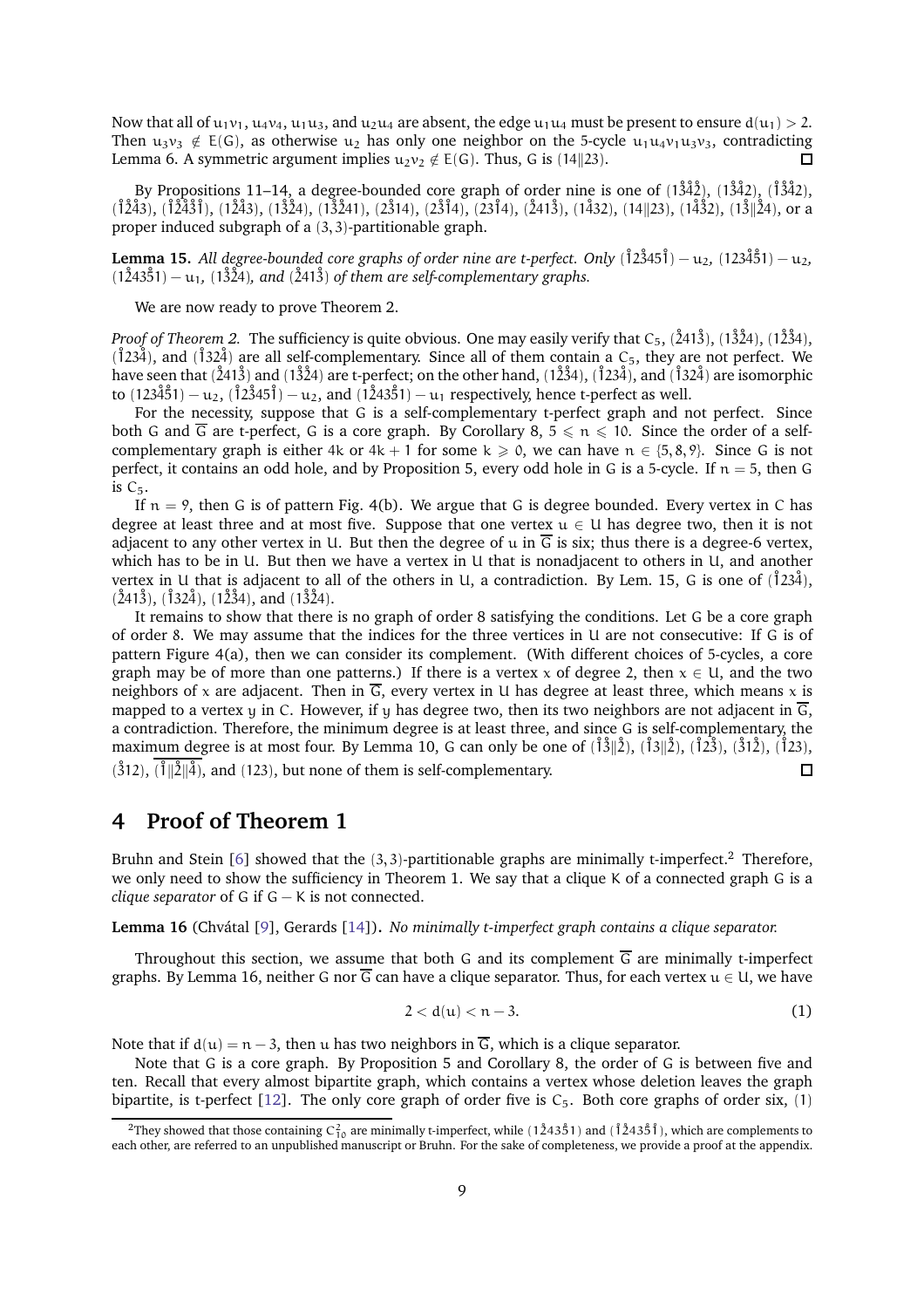Now that all of $u_1v_1$, $u_4v_4$, $u_1u_3$, and $u_2u_4$ are absent, the edge $u_1u_4$ must be present to ensure $d(u_1) > 2$. Then $u_3v_3 \notin E(G)$, as otherwise $u_2$ has only one neighbor on the 5-cycle $u_1u_4v_1u_3v_3$, contradicting Lemma 6. A symmetric argument implies $u_2v_2 \notin E(G)$. Thus, $G$ is $(14\|23)$. $\square$

By Propositions 11–14, a degree-bounded core graph of order nine is one of $(1\mathring{3}\mathring{4}\mathring{2})$, $(1\mathring{3}\mathring{4}2)$, $(\mathring{1}\mathring{3}\mathring{4}2)$, $(\mathring{1}\mathring{2}\mathring{4}3)$, $(\mathring{1}\mathring{2}\mathring{4}\mathring{3}\mathring{1})$, $(1\mathring{2}\mathring{4}3)$, $(1\mathring{3}\mathring{2}4)$, $(1\mathring{3}\mathring{2}41)$, $(2\mathring{3}14)$, $(2\mathring{3}\mathring{1}4)$, $(23\mathring{1}4)$, $(\mathring{2}41\mathring{3})$, $(1\mathring{4}32)$, $(14\|23)$, $(1\mathring{4}\mathring{3}2)$, $(1\mathring{3}\|\mathring{2}4)$, or a proper induced subgraph of a $(3,3)$-partitionable graph.

**Lemma 15.** *All degree-bounded core graphs of order nine are t-perfect. Only $(\mathring{1}2\mathring{3}45\mathring{1}) - u_2$, $(123\mathring{4}\mathring{5}1) - u_2$, $(1\mathring{2}43\mathring{5}1) - u_1$, $(1\mathring{3}\mathring{2}4)$, and $(\mathring{2}41\mathring{3})$ of them are self-complementary graphs.*

We are now ready to prove Theorem 2.

*Proof of Theorem 2.* The sufficiency is quite obvious. One may easily verify that $C_5$, $(\mathring{2}41\mathring{3})$, $(1\mathring{3}\mathring{2}4)$, $(1\mathring{2}\mathring{3}4)$, $(\mathring{1}23\mathring{4})$, and $(\mathring{1}32\mathring{4})$ are all self-complementary. Since all of them contain a $C_5$, they are not perfect. We have seen that $(\mathring{2}41\mathring{3})$ and $(1\mathring{3}\mathring{2}4)$ are t-perfect; on the other hand, $(1\mathring{2}\mathring{3}4)$, $(\mathring{1}23\mathring{4})$, and $(\mathring{1}32\mathring{4})$ are isomorphic to $(123\mathring{4}\mathring{5}1) - u_2$, $(\mathring{1}2\mathring{3}45\mathring{1}) - u_2$, and $(1\mathring{2}43\mathring{5}1) - u_1$ respectively, hence t-perfect as well.

For the necessity, suppose that $G$ is a self-complementary t-perfect graph and not perfect. Since both $G$ and $\overline{G}$ are t-perfect, $G$ is a core graph. By Corollary 8, $5 \leqslant n \leqslant 10$. Since the order of a self-complementary graph is either $4k$ or $4k+1$ for some $k \geqslant 0$, we can have $n \in \{5, 8, 9\}$. Since $G$ is not perfect, it contains an odd hole, and by Proposition 5, every odd hole in $G$ is a 5-cycle. If $n = 5$, then $G$ is $C_5$.

If $n = 9$, then $G$ is of pattern Fig. 4(b). We argue that $G$ is degree bounded. Every vertex in $C$ has degree at least three and at most five. Suppose that one vertex $u \in U$ has degree two, then it is not adjacent to any other vertex in $U$. But then the degree of $u$ in $\overline{G}$ is six; thus there is a degree-6 vertex, which has to be in $U$. But then we have a vertex in $U$ that is nonadjacent to others in $U$, and another vertex in $U$ that is adjacent to all of the others in $U$, a contradiction. By Lem. 15, $G$ is one of $(\mathring{1}23\mathring{4})$, $(\mathring{2}41\mathring{3})$, $(\mathring{1}32\mathring{4})$, $(1\mathring{2}\mathring{3}4)$, and $(1\mathring{3}\mathring{2}4)$.

It remains to show that there is no graph of order 8 satisfying the conditions. Let $G$ be a core graph of order 8. We may assume that the indices for the three vertices in $U$ are not consecutive: If $G$ is of pattern Figure 4(a), then we can consider its complement. (With different choices of 5-cycles, a core graph may be of more than one patterns.) If there is a vertex $x$ of degree 2, then $x \in U$, and the two neighbors of $x$ are adjacent. Then in $\overline{G}$, every vertex in $U$ has degree at least three, which means $x$ is mapped to a vertex $y$ in $C$. However, if $y$ has degree two, then its two neighbors are not adjacent in $\overline{G}$, a contradiction. Therefore, the minimum degree is at least three, and since $G$ is self-complementary, the maximum degree is at most four. By Lemma 10, $G$ can only be one of $(\mathring{1}\mathring{3}\|\mathring{2})$, $(\mathring{1}3\|\mathring{2})$, $(\mathring{1}2\mathring{3})$, $(\mathring{3}1\mathring{2})$, $(\mathring{1}23)$, $(\mathring{3}12)$, $\overline{(\mathring{1}\|\mathring{2}\|\mathring{4})}$, and $(123)$, but none of them is self-complementary. $\square$

# 4 Proof of Theorem 1

Bruhn and Stein [6] showed that the $(3,3)$-partitionable graphs are minimally t-imperfect.[2] Therefore, we only need to show the sufficiency in Theorem 1. We say that a clique $K$ of a connected graph $G$ is a *clique separator* of $G$ if $G - K$ is not connected.

**Lemma 16** (Chvátal [9], Gerards [14]). *No minimally t-imperfect graph contains a clique separator.*

Throughout this section, we assume that both $G$ and its complement $\overline{G}$ are minimally t-imperfect graphs. By Lemma 16, neither $G$ nor $\overline{G}$ can have a clique separator. Thus, for each vertex $u \in U$, we have

$$2 < d(u) < n - 3. \tag{1}$$

Note that if $d(u) = n - 3$, then $u$ has two neighbors in $\overline{G}$, which is a clique separator.

Note that $G$ is a core graph. By Proposition 5 and Corollary 8, the order of $G$ is between five and ten. Recall that every almost bipartite graph, which contains a vertex whose deletion leaves the graph bipartite, is t-perfect [12]. The only core graph of order five is $C_5$. Both core graphs of order six, (1)

[2] They showed that those containing $C_{10}^2$ are minimally t-imperfect, while $(1\mathring{2}43\mathring{5}1)$ and $(\mathring{1}\mathring{2}43\mathring{5}\mathring{1})$, which are complements to each other, are referred to an unpublished manuscript or Bruhn. For the sake of completeness, we provide a proof at the appendix.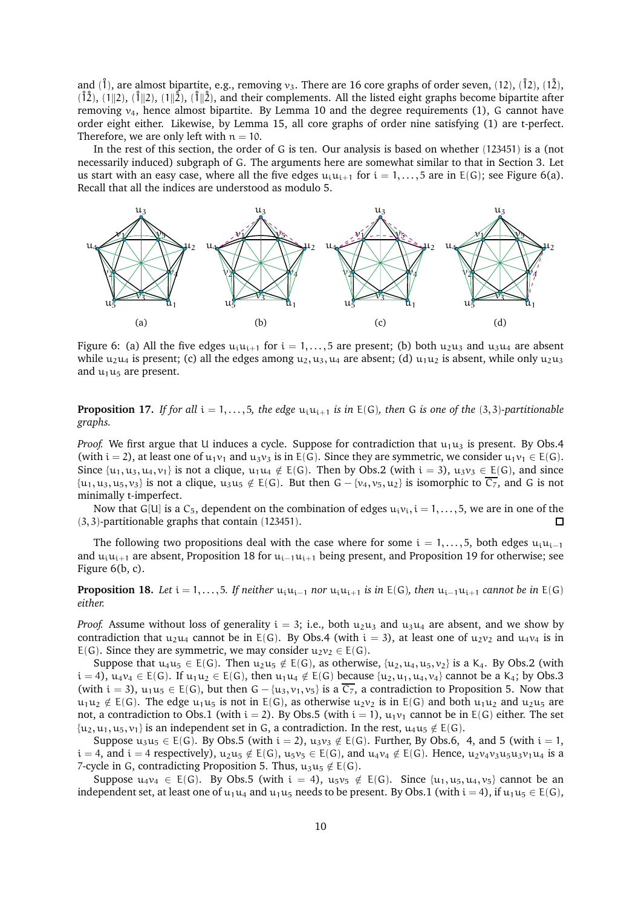and $(\mathring{1})$, are almost bipartite, e.g., removing $v_3$. There are 16 core graphs of order seven, $(12)$, $(\mathring{1}2)$, $(1\mathring{2})$, $(\mathring{1}\mathring{2})$, $(1\|2)$, $(\mathring{1}\|2)$, $(1\|\mathring{2})$, $(\mathring{1}\|\mathring{2})$, and their complements. All the listed eight graphs become bipartite after removing $v_4$, hence almost bipartite. By Lemma 10 and the degree requirements (1), G cannot have order eight either. Likewise, by Lemma 15, all core graphs of order nine satisfying (1) are t-perfect. Therefore, we are only left with $n = 10$.

In the rest of this section, the order of G is ten. Our analysis is based on whether $(123451)$ is a (not necessarily induced) subgraph of G. The arguments here are somewhat similar to that in Section 3. Let us start with an easy case, where all the five edges $u_iu_{i+1}$ for $i = 1, \ldots, 5$ are in $E(G)$; see Figure 6(a). Recall that all the indices are understood as modulo 5.

(a) (b) (c) (d)

Figure 6: (a) All the five edges $u_iu_{i+1}$ for $i = 1, \ldots, 5$ are present; (b) both $u_2u_3$ and $u_3u_4$ are absent while $u_2u_4$ is present; (c) all the edges among $u_2, u_3, u_4$ are absent; (d) $u_1u_2$ is absent, while only $u_2u_3$ and $u_1u_5$ are present.

**Proposition 17.** *If for all $i = 1, \ldots, 5$, the edge $u_iu_{i+1}$ is in $E(G)$, then G is one of the $(3,3)$-partitionable graphs.*

*Proof.* We first argue that U induces a cycle. Suppose for contradiction that $u_1u_3$ is present. By Obs.4 (with $i = 2$), at least one of $u_1v_1$ and $u_3v_3$ is in $E(G)$. Since they are symmetric, we consider $u_1v_1 \in E(G)$. Since $\{u_1, u_3, u_4, v_1\}$ is not a clique, $u_1u_4 \notin E(G)$. Then by Obs.2 (with $i = 3$), $u_3v_3 \in E(G)$, and since $\{u_1, u_3, u_5, v_3\}$ is not a clique, $u_3u_5 \notin E(G)$. But then $G - \{v_4, v_5, u_2\}$ is isomorphic to $\overline{C_7}$, and G is not minimally t-imperfect.

Now that $G[U]$ is a $C_5$, dependent on the combination of edges $u_iv_i$, $i = 1, \ldots, 5$, we are in one of the $(3,3)$-partitionable graphs that contain $(123451)$. ◻

The following two propositions deal with the case where for some $i = 1, \ldots, 5$, both edges $u_iu_{i-1}$ and $u_iu_{i+1}$ are absent, Proposition 18 for $u_{i-1}u_{i+1}$ being present, and Proposition 19 for otherwise; see Figure 6(b, c).

**Proposition 18.** *Let $i = 1, \ldots, 5$. If neither $u_iu_{i-1}$ nor $u_iu_{i+1}$ is in $E(G)$, then $u_{i-1}u_{i+1}$ cannot be in $E(G)$ either.*

*Proof.* Assume without loss of generality $i = 3$; i.e., both $u_2u_3$ and $u_3u_4$ are absent, and we show by contradiction that $u_2u_4$ cannot be in $E(G)$. By Obs.4 (with $i = 3$), at least one of $u_2v_2$ and $u_4v_4$ is in $E(G)$. Since they are symmetric, we may consider $u_2v_2 \in E(G)$.

Suppose that $u_4u_5 \in E(G)$. Then $u_2u_5 \notin E(G)$, as otherwise, $\{u_2, u_4, u_5, v_2\}$ is a $K_4$. By Obs.2 (with $i = 4$), $u_4v_4 \in E(G)$. If $u_1u_2 \in E(G)$, then $u_1u_4 \notin E(G)$ because $\{u_2, u_1, u_4, v_4\}$ cannot be a $K_4$; by Obs.3 (with $i = 3$), $u_1u_5 \in E(G)$, but then $G - \{u_3, v_1, v_5\}$ is a $\overline{C_7}$, a contradiction to Proposition 5. Now that $u_1u_2 \notin E(G)$. The edge $u_1u_5$ is not in $E(G)$, as otherwise $u_2v_2$ is in $E(G)$ and both $u_1u_2$ and $u_2u_5$ are not, a contradiction to Obs.1 (with $i = 2$). By Obs.5 (with $i = 1$), $u_1v_1$ cannot be in $E(G)$ either. The set $\{u_2, u_1, u_5, v_1\}$ is an independent set in G, a contradiction. In the rest, $u_4u_5 \notin E(G)$.

Suppose $u_3u_5 \in E(G)$. By Obs.5 (with $i = 2$), $u_3v_3 \notin E(G)$. Further, By Obs.6, 4, and 5 (with $i = 1$, $i = 4$, and $i = 4$ respectively), $u_2u_5 \notin E(G)$, $u_5v_5 \in E(G)$, and $u_4v_4 \notin E(G)$. Hence, $u_2v_4v_3u_5u_3v_1u_4$ is a 7-cycle in G, contradicting Proposition 5. Thus, $u_3u_5 \notin E(G)$.

Suppose $u_4v_4 \in E(G)$. By Obs.5 (with $i = 4$), $u_5v_5 \notin E(G)$. Since $\{u_1, u_5, u_4, v_5\}$ cannot be an independent set, at least one of $u_1u_4$ and $u_1u_5$ needs to be present. By Obs.1 (with $i = 4$), if $u_1u_5 \in E(G)$,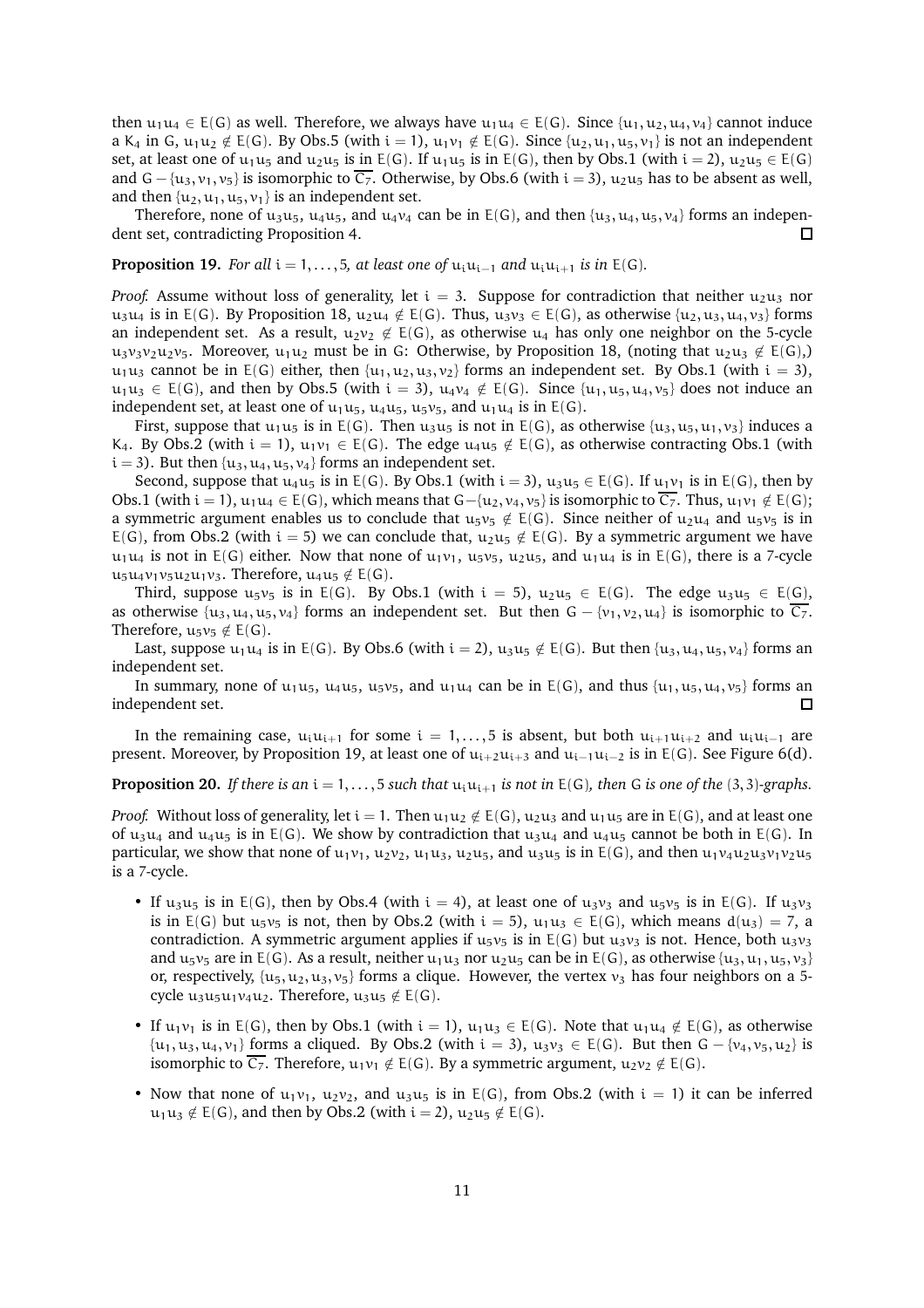then $u_1u_4 \in E(G)$ as well. Therefore, we always have $u_1u_4 \in E(G)$. Since $\{u_1, u_2, u_4, v_4\}$ cannot induce a $K_4$ in $G$, $u_1u_2 \notin E(G)$. By Obs.5 (with $i = 1$), $u_1v_1 \notin E(G)$. Since $\{u_2, u_1, u_5, v_1\}$ is not an independent set, at least one of $u_1u_5$ and $u_2u_5$ is in $E(G)$. If $u_1u_5$ is in $E(G)$, then by Obs.1 (with $i = 2$), $u_2u_5 \in E(G)$ and $G - \{u_3, v_1, v_5\}$ is isomorphic to $\overline{C_7}$. Otherwise, by Obs.6 (with $i = 3$), $u_2u_5$ has to be absent as well, and then $\{u_2, u_1, u_5, v_1\}$ is an independent set.

Therefore, none of $u_3u_5$, $u_4u_5$, and $u_4v_4$ can be in $E(G)$, and then $\{u_3, u_4, u_5, v_4\}$ forms an independent set, contradicting Proposition 4. □

**Proposition 19.** *For all $i = 1, \ldots, 5$, at least one of $u_iu_{i-1}$ and $u_iu_{i+1}$ is in $E(G)$.*

*Proof.* Assume without loss of generality, let $i = 3$. Suppose for contradiction that neither $u_2u_3$ nor $u_3u_4$ is in $E(G)$. By Proposition 18, $u_2u_4 \notin E(G)$. Thus, $u_3v_3 \in E(G)$, as otherwise $\{u_2, u_3, u_4, v_3\}$ forms an independent set. As a result, $u_2v_2 \notin E(G)$, as otherwise $u_4$ has only one neighbor on the 5-cycle $u_3v_3v_2u_2v_5$. Moreover, $u_1u_2$ must be in $G$: Otherwise, by Proposition 18, (noting that $u_2u_3 \notin E(G)$,) $u_1u_3$ cannot be in $E(G)$ either, then $\{u_1, u_2, u_3, v_2\}$ forms an independent set. By Obs.1 (with $i = 3$), $u_1u_3 \in E(G)$, and then by Obs.5 (with $i = 3$), $u_4v_4 \notin E(G)$. Since $\{u_1, u_5, u_4, v_5\}$ does not induce an independent set, at least one of $u_1u_5$, $u_4u_5$, $u_5v_5$, and $u_1u_4$ is in $E(G)$.

First, suppose that $u_1u_5$ is in $E(G)$. Then $u_3u_5$ is not in $E(G)$, as otherwise $\{u_3, u_5, u_1, v_3\}$ induces a $K_4$. By Obs.2 (with $i = 1$), $u_1v_1 \in E(G)$. The edge $u_4u_5 \notin E(G)$, as otherwise contracting Obs.1 (with $i = 3$). But then $\{u_3, u_4, u_5, v_4\}$ forms an independent set.

Second, suppose that $u_4u_5$ is in $E(G)$. By Obs.1 (with $i = 3$), $u_3u_5 \in E(G)$. If $u_1v_1$ is in $E(G)$, then by Obs.1 (with $i = 1$), $u_1u_4 \in E(G)$, which means that $G - \{u_2, v_4, v_5\}$ is isomorphic to $\overline{C_7}$. Thus, $u_1v_1 \notin E(G)$; a symmetric argument enables us to conclude that $u_5v_5 \notin E(G)$. Since neither of $u_2u_4$ and $u_5v_5$ is in $E(G)$, from Obs.2 (with $i = 5$) we can conclude that, $u_2u_5 \notin E(G)$. By a symmetric argument we have $u_1u_4$ is not in $E(G)$ either. Now that none of $u_1v_1$, $u_5v_5$, $u_2u_5$, and $u_1u_4$ is in $E(G)$, there is a 7-cycle $u_5u_4v_1v_5u_2u_1v_3$. Therefore, $u_4u_5 \notin E(G)$.

Third, suppose $u_5v_5$ is in $E(G)$. By Obs.1 (with $i = 5$), $u_2u_5 \in E(G)$. The edge $u_3u_5 \in E(G)$, as otherwise $\{u_3, u_4, u_5, v_4\}$ forms an independent set. But then $G - \{v_1, v_2, u_4\}$ is isomorphic to $\overline{C_7}$. Therefore, $u_5v_5 \notin E(G)$.

Last, suppose $u_1u_4$ is in $E(G)$. By Obs.6 (with $i = 2$), $u_3u_5 \notin E(G)$. But then $\{u_3, u_4, u_5, v_4\}$ forms an independent set.

In summary, none of $u_1u_5$, $u_4u_5$, $u_5v_5$, and $u_1u_4$ can be in $E(G)$, and thus $\{u_1, u_5, u_4, v_5\}$ forms an independent set. □

In the remaining case, $u_iu_{i+1}$ for some $i = 1, \ldots, 5$ is absent, but both $u_{i+1}u_{i+2}$ and $u_iu_{i-1}$ are present. Moreover, by Proposition 19, at least one of $u_{i+2}u_{i+3}$ and $u_{i-1}u_{i-2}$ is in $E(G)$. See Figure 6(d).

**Proposition 20.** *If there is an $i = 1, \ldots, 5$ such that $u_iu_{i+1}$ is not in $E(G)$, then $G$ is one of the $(3, 3)$-graphs.*

*Proof.* Without loss of generality, let $i = 1$. Then $u_1u_2 \notin E(G)$, $u_2u_3$ and $u_1u_5$ are in $E(G)$, and at least one of $u_3u_4$ and $u_4u_5$ is in $E(G)$. We show by contradiction that $u_3u_4$ and $u_4u_5$ cannot be both in $E(G)$. In particular, we show that none of $u_1v_1$, $u_2v_2$, $u_1u_3$, $u_2u_5$, and $u_3u_5$ is in $E(G)$, and then $u_1v_4u_2u_3v_1v_2u_5$ is a 7-cycle.

- If $u_3u_5$ is in $E(G)$, then by Obs.4 (with $i = 4$), at least one of $u_3v_3$ and $u_5v_5$ is in $E(G)$. If $u_3v_3$ is in $E(G)$ but $u_5v_5$ is not, then by Obs.2 (with $i = 5$), $u_1u_3 \in E(G)$, which means $d(u_3) = 7$, a contradiction. A symmetric argument applies if $u_5v_5$ is in $E(G)$ but $u_3v_3$ is not. Hence, both $u_3v_3$ and $u_5v_5$ are in $E(G)$. As a result, neither $u_1u_3$ nor $u_2u_5$ can be in $E(G)$, as otherwise $\{u_3, u_1, u_5, v_3\}$ or, respectively, $\{u_5, u_2, u_3, v_5\}$ forms a clique. However, the vertex $v_3$ has four neighbors on a 5-cycle $u_3u_5u_1v_4u_2$. Therefore, $u_3u_5 \notin E(G)$.
- If $u_1v_1$ is in $E(G)$, then by Obs.1 (with $i = 1$), $u_1u_3 \in E(G)$. Note that $u_1u_4 \notin E(G)$, as otherwise $\{u_1, u_3, u_4, v_1\}$ forms a cliqued. By Obs.2 (with $i = 3$), $u_3v_3 \in E(G)$. But then $G - \{v_4, v_5, u_2\}$ is isomorphic to $\overline{C_7}$. Therefore, $u_1v_1 \notin E(G)$. By a symmetric argument, $u_2v_2 \notin E(G)$.
- Now that none of $u_1v_1$, $u_2v_2$, and $u_3u_5$ is in $E(G)$, from Obs.2 (with $i = 1$) it can be inferred $u_1u_3 \notin E(G)$, and then by Obs.2 (with $i = 2$), $u_2u_5 \notin E(G)$.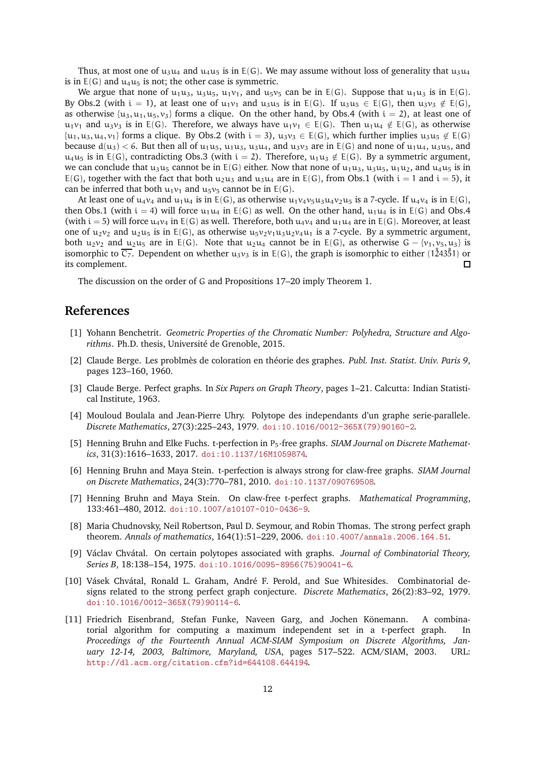Thus, at most one of $u_3u_4$ and $u_4u_5$ is in $E(G)$. We may assume without loss of generality that $u_3u_4$ is in $E(G)$ and $u_4u_5$ is not; the other case is symmetric.

We argue that none of $u_1u_3$, $u_3u_5$, $u_1v_1$, and $u_5v_5$ can be in $E(G)$. Suppose that $u_1u_3$ is in $E(G)$. By Obs.2 (with $i = 1$), at least one of $u_1v_1$ and $u_3u_5$ is in $E(G)$. If $u_3u_5 \in E(G)$, then $u_3v_3 \notin E(G)$, as otherwise $\{u_3, u_1, u_5, v_3\}$ forms a clique. On the other hand, by Obs.4 (with $i = 2$), at least one of $u_1v_1$ and $u_3v_3$ is in $E(G)$. Therefore, we always have $u_1v_1 \in E(G)$. Then $u_1u_4 \notin E(G)$, as otherwise $\{u_1, u_3, u_4, v_1\}$ forms a clique. By Obs.2 (with $i = 3$), $u_3v_3 \in E(G)$, which further implies $u_3u_5 \notin E(G)$ because $d(u_3) < 6$. But then all of $u_1u_5$, $u_1u_3$, $u_3u_4$, and $u_3v_3$ are in $E(G)$ and none of $u_1u_4$, $u_3u_5$, and $u_4u_5$ is in $E(G)$, contradicting Obs.3 (with $i = 2$). Therefore, $u_1u_3 \notin E(G)$. By a symmetric argument, we can conclude that $u_3u_5$ cannot be in $E(G)$ either. Now that none of $u_1u_3$, $u_3u_5$, $u_1u_2$, and $u_4u_5$ is in $E(G)$, together with the fact that both $u_2u_3$ and $u_3u_4$ are in $E(G)$, from Obs.1 (with $i = 1$ and $i = 5$), it can be inferred that both $u_1v_1$ and $u_5v_5$ cannot be in $E(G)$.

At least one of $u_4v_4$ and $u_1u_4$ is in $E(G)$, as otherwise $u_1v_4v_5u_3u_4v_2u_5$ is a 7-cycle. If $u_4v_4$ is in $E(G)$, then Obs.1 (with $i = 4$) will force $u_1u_4$ in $E(G)$ as well. On the other hand, $u_1u_4$ is in $E(G)$ and Obs.4 (with $i = 5$) will force $u_4v_4$ in $E(G)$ as well. Therefore, both $u_4v_4$ and $u_1u_4$ are in $E(G)$. Moreover, at least one of $u_2v_2$ and $u_2u_5$ is in $E(G)$, as otherwise $u_5v_2v_1u_3u_2v_4u_1$ is a 7-cycle. By a symmetric argument, both $u_2v_2$ and $u_2u_5$ are in $E(G)$. Note that $u_2u_4$ cannot be in $E(G)$, as otherwise $G - \{v_1, v_5, u_3\}$ is isomorphic to $\overline{C_7}$. Dependent on whether $u_3v_3$ is in $E(G)$, the graph is isomorphic to either $(\mathring{1}\mathring{2}43\mathring{5}\mathring{1})$ or its complement. ◻

The discussion on the order of $G$ and Propositions 17–20 imply Theorem 1.

## References

[1] Yohann Benchetrit. *Geometric Properties of the Chromatic Number: Polyhedra, Structure and Algorithms*. Ph.D. thesis, Université de Grenoble, 2015.

[2] Claude Berge. Les problmès de coloration en théorie des graphes. *Publ. Inst. Statist. Univ. Paris 9*, pages 123–160, 1960.

[3] Claude Berge. Perfect graphs. In *Six Papers on Graph Theory*, pages 1–21. Calcutta: Indian Statistical Institute, 1963.

[4] Mouloud Boulala and Jean-Pierre Uhry. Polytope des independants d'un graphe serie-parallele. *Discrete Mathematics*, 27(3):225–243, 1979. doi:10.1016/0012-365X(79)90160-2.

[5] Henning Bruhn and Elke Fuchs. t-perfection in $P_5$-free graphs. *SIAM Journal on Discrete Mathematics*, 31(3):1616–1633, 2017. doi:10.1137/16M1059874.

[6] Henning Bruhn and Maya Stein. t-perfection is always strong for claw-free graphs. *SIAM Journal on Discrete Mathematics*, 24(3):770–781, 2010. doi:10.1137/090769508.

[7] Henning Bruhn and Maya Stein. On claw-free t-perfect graphs. *Mathematical Programming*, 133:461–480, 2012. doi:10.1007/s10107-010-0436-9.

[8] Maria Chudnovsky, Neil Robertson, Paul D. Seymour, and Robin Thomas. The strong perfect graph theorem. *Annals of mathematics*, 164(1):51–229, 2006. doi:10.4007/annals.2006.164.51.

[9] Václav Chvátal. On certain polytopes associated with graphs. *Journal of Combinatorial Theory, Series B*, 18:138–154, 1975. doi:10.1016/0095-8956(75)90041-6.

[10] Vásek Chvátal, Ronald L. Graham, André F. Perold, and Sue Whitesides. Combinatorial designs related to the strong perfect graph conjecture. *Discrete Mathematics*, 26(2):83–92, 1979. doi:10.1016/0012-365X(79)90114-6.

[11] Friedrich Eisenbrand, Stefan Funke, Naveen Garg, and Jochen Könemann. A combinatorial algorithm for computing a maximum independent set in a t-perfect graph. In *Proceedings of the Fourteenth Annual ACM-SIAM Symposium on Discrete Algorithms, January 12-14, 2003, Baltimore, Maryland, USA*, pages 517–522. ACM/SIAM, 2003. URL: http://dl.acm.org/citation.cfm?id=644108.644194.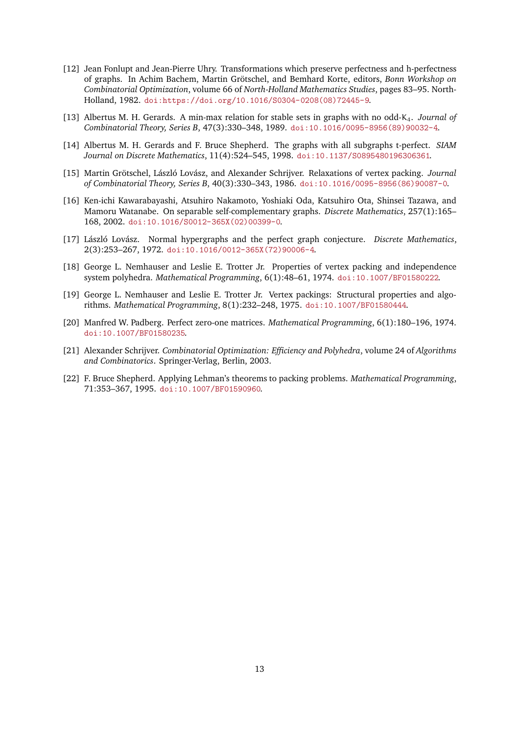[12] Jean Fonlupt and Jean-Pierre Uhry. Transformations which preserve perfectness and h-perfectness of graphs. In Achim Bachem, Martin Grötschel, and Bemhard Korte, editors, *Bonn Workshop on Combinatorial Optimization*, volume 66 of *North-Holland Mathematics Studies*, pages 83–95. North-Holland, 1982. doi:https://doi.org/10.1016/S0304-0208(08)72445-9.

[13] Albertus M. H. Gerards. A min-max relation for stable sets in graphs with no odd-$K_4$. *Journal of Combinatorial Theory, Series B*, 47(3):330–348, 1989. doi:10.1016/0095-8956(89)90032-4.

[14] Albertus M. H. Gerards and F. Bruce Shepherd. The graphs with all subgraphs t-perfect. *SIAM Journal on Discrete Mathematics*, 11(4):524–545, 1998. doi:10.1137/S0895480196306361.

[15] Martin Grötschel, László Lovász, and Alexander Schrijver. Relaxations of vertex packing. *Journal of Combinatorial Theory, Series B*, 40(3):330–343, 1986. doi:10.1016/0095-8956(86)90087-0.

[16] Ken-ichi Kawarabayashi, Atsuhiro Nakamoto, Yoshiaki Oda, Katsuhiro Ota, Shinsei Tazawa, and Mamoru Watanabe. On separable self-complementary graphs. *Discrete Mathematics*, 257(1):165–168, 2002. doi:10.1016/S0012-365X(02)00399-0.

[17] László Lovász. Normal hypergraphs and the perfect graph conjecture. *Discrete Mathematics*, 2(3):253–267, 1972. doi:10.1016/0012-365X(72)90006-4.

[18] George L. Nemhauser and Leslie E. Trotter Jr. Properties of vertex packing and independence system polyhedra. *Mathematical Programming*, 6(1):48–61, 1974. doi:10.1007/BF01580222.

[19] George L. Nemhauser and Leslie E. Trotter Jr. Vertex packings: Structural properties and algorithms. *Mathematical Programming*, 8(1):232–248, 1975. doi:10.1007/BF01580444.

[20] Manfred W. Padberg. Perfect zero-one matrices. *Mathematical Programming*, 6(1):180–196, 1974. doi:10.1007/BF01580235.

[21] Alexander Schrijver. *Combinatorial Optimization: Efficiency and Polyhedra*, volume 24 of *Algorithms and Combinatorics*. Springer-Verlag, Berlin, 2003.

[22] F. Bruce Shepherd. Applying Lehman's theorems to packing problems. *Mathematical Programming*, 71:353–367, 1995. doi:10.1007/BF01590960.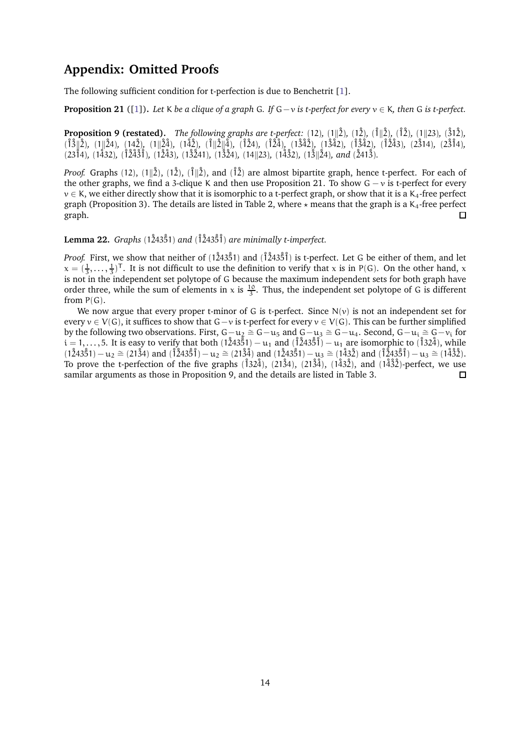# Appendix: Omitted Proofs

The following sufficient condition for t-perfection is due to Benchetrit [1].

**Proposition 21** ([1])**.** *Let* $K$ *be a clique of a graph* $G$*. If* $G - v$ *is t-perfect for every* $v \in K$*, then* $G$ *is t-perfect.*

**Proposition 9 (restated).** *The following graphs are t-perfect:* $(12)$, $(1\|\mathring{2})$, $(1\mathring{2})$, $(\mathring{1}\|\mathring{2})$, $(\mathring{1}\mathring{2})$, $(1\|23)$, $(\mathring{3}1\mathring{2})$, $(\mathring{1}\mathring{3}\|\mathring{2})$, $(1\|\mathring{2}4)$, $(1\mathring{4}\mathring{2})$, $(1\|\mathring{2}\mathring{4})$, $(1\mathring{4}\mathring{2})$, $(\mathring{1}\|\mathring{2}\|\mathring{4})$, $(\mathring{1}\mathring{2}4)$, $(\mathring{1}\mathring{2}\mathring{4})$, $(1\mathring{3}\mathring{4}\mathring{2})$, $(1\mathring{3}\mathring{4}\mathring{2})$, $(\mathring{1}\mathring{3}\mathring{4}2)$, $(\mathring{1}\mathring{2}\mathring{4}3)$, $(2\mathring{3}14)$, $(2\mathring{3}\mathring{1}4)$, $(23\mathring{1}\mathring{4})$, $(1\mathring{4}32)$, $(\mathring{1}\mathring{2}\mathring{4}\mathring{3}\mathring{1})$, $(1\mathring{2}\mathring{4}3)$, $(1\mathring{3}\mathring{2}41)$, $(1\mathring{3}\mathring{2}4)$, $(14\|23)$, $(1\mathring{4}\mathring{3}2)$, $(1\mathring{3}\|\mathring{2}4)$, *and* $(\mathring{2}41\mathring{3})$.

*Proof.* Graphs $(12)$, $(1\|\mathring{2})$, $(1\mathring{2})$, $(\mathring{1}\|\mathring{2})$, and $(\mathring{1}\mathring{2})$ are almost bipartite graph, hence t-perfect. For each of the other graphs, we find a 3-clique $K$ and then use Proposition 21. To show $G - v$ is t-perfect for every $v \in K$, we either directly show that it is isomorphic to a t-perfect graph, or show that it is a $K_4$-free perfect graph (Proposition 3). The details are listed in Table 2, where $\star$ means that the graph is a $K_4$-free perfect graph. $\square$

**Lemma 22.** *Graphs* $(1\mathring{2}435\mathring{1})$ *and* $(\mathring{1}\mathring{2}435\mathring{1}\mathring{1})$ *are minimally t-imperfect.*

*Proof.* First, we show that neither of $(1\mathring{2}435\mathring{1})$ and $(\mathring{1}\mathring{2}435\mathring{1}\mathring{1})$ is t-perfect. Let $G$ be either of them, and let $x = (\frac{1}{3}, \ldots, \frac{1}{3})^{\mathsf{T}}$. It is not difficult to use the definition to verify that $x$ is in $P(G)$. On the other hand, $x$ is not in the independent set polytope of $G$ because the maximum independent sets for both graph have order three, while the sum of elements in $x$ is $\frac{10}{3}$. Thus, the independent set polytope of $G$ is different from $P(G)$.

We now argue that every proper t-minor of $G$ is t-perfect. Since $N(v)$ is not an independent set for every $v \in V(G)$, it suffices to show that $G - v$ is t-perfect for every $v \in V(G)$. This can be further simplified by the following two observations. First, $G - u_2 \cong G - u_5$ and $G - u_3 \cong G - u_4$. Second, $G - u_i \cong G - v_i$ for $i = 1, \ldots, 5$. It is easy to verify that both $(1\mathring{2}435\mathring{1}) - u_1$ and $(\mathring{1}\mathring{2}435\mathring{1}\mathring{1}) - u_1$ are isomorphic to $(\mathring{1}32\mathring{4})$, while $(1\mathring{2}435\mathring{1}) - u_2 \cong (21\mathring{3}4)$ and $(\mathring{1}\mathring{2}435\mathring{1}\mathring{1}) - u_2 \cong (21\mathring{3}\mathring{4})$ and $(1\mathring{2}435\mathring{1}) - u_3 \cong (1\mathring{4}3\mathring{2})$ and $(\mathring{1}\mathring{2}435\mathring{1}\mathring{1}) - u_3 \cong (1\mathring{4}\mathring{3}\mathring{2})$. To prove the t-perfection of the five graphs $(\mathring{1}32\mathring{4})$, $(21\mathring{3}4)$, $(21\mathring{3}\mathring{4})$, $(1\mathring{4}3\mathring{2})$, and $(1\mathring{4}\mathring{3}\mathring{2})$-perfect, we use samilar arguments as those in Proposition 9, and the details are listed in Table 3. $\square$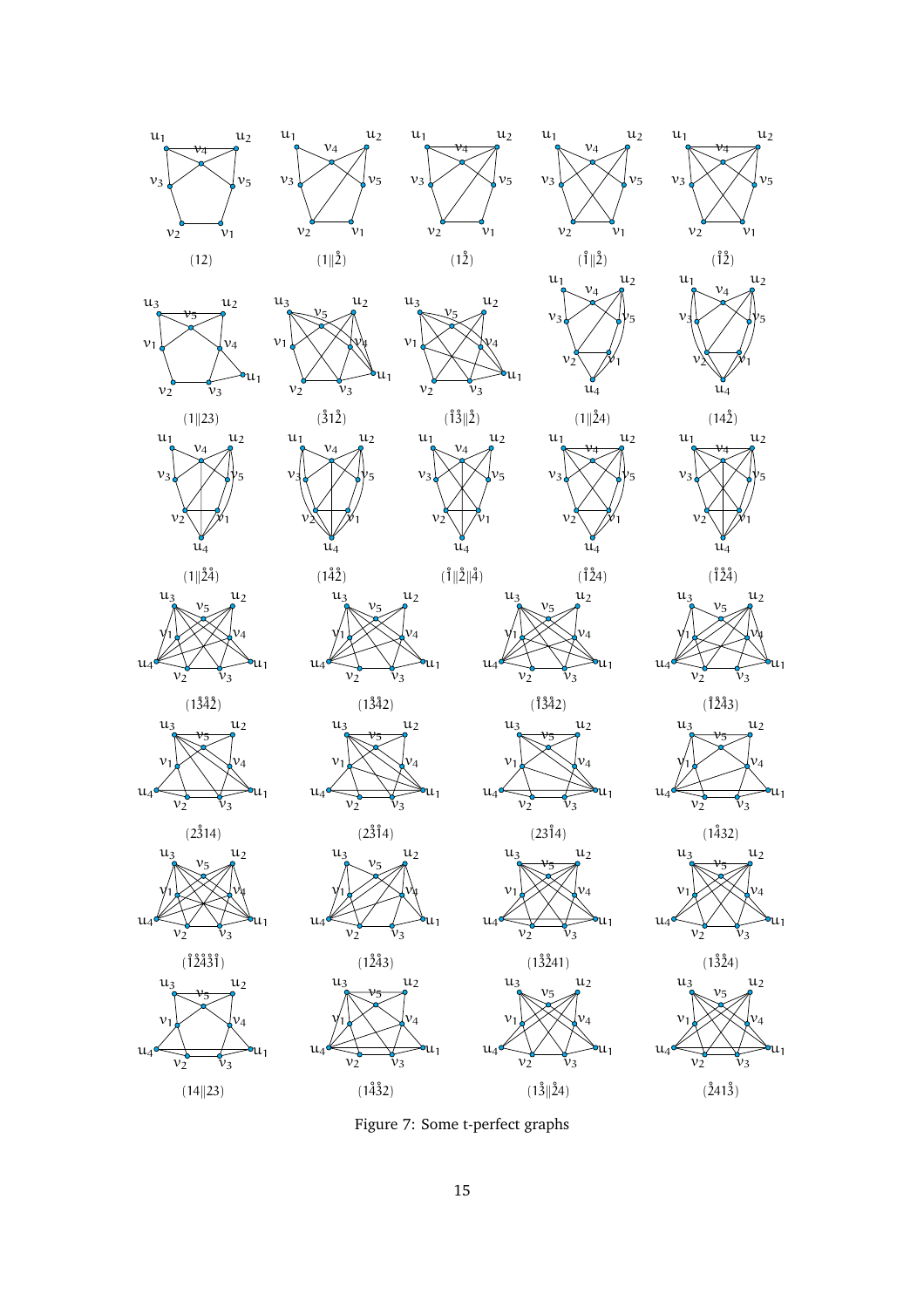Figure 7: Some t-perfect graphs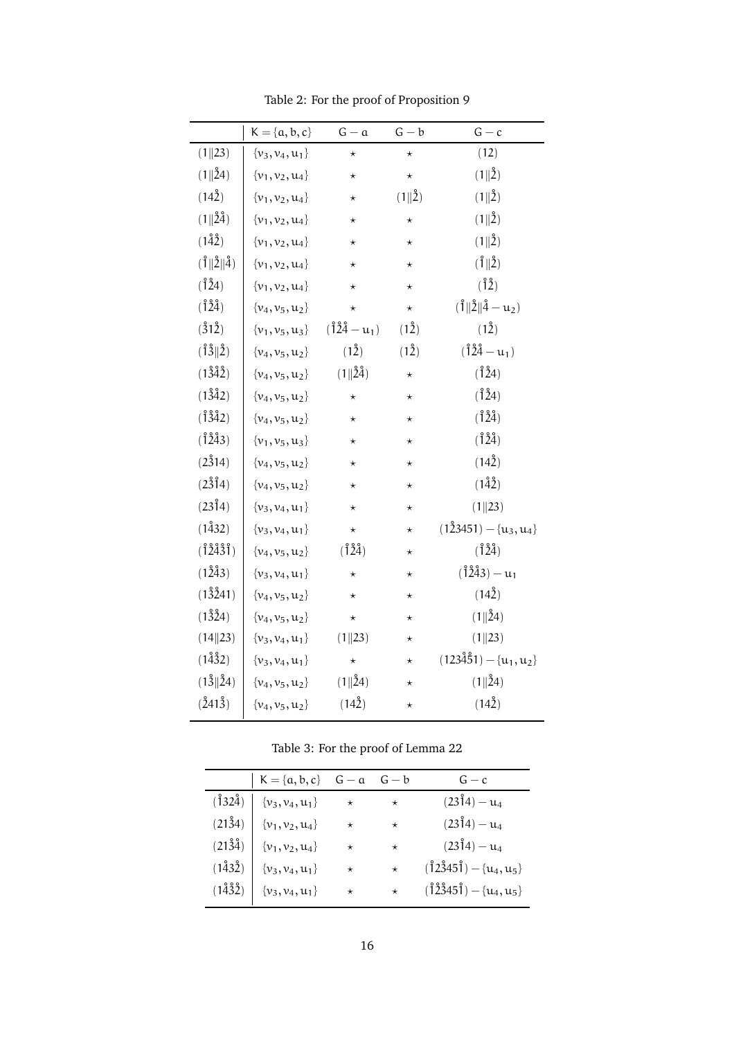Table 2: For the proof of Proposition 9

| | $K = \{a, b, c\}$ | $G - a$ | $G - b$ | $G - c$ |
|---|---|---|---|---|
| $(1\|23)$ | $\{v_3, v_4, u_1\}$ | $\star$ | $\star$ | $(12)$ |
| $(1\|\mathring{2}4)$ | $\{v_1, v_2, u_4\}$ | $\star$ | $\star$ | $(1\|\mathring{2})$ |
| $(14\mathring{2})$ | $\{v_1, v_2, u_4\}$ | $\star$ | $(1\|\mathring{2})$ | $(1\|\mathring{2})$ |
| $(1\|\mathring{2}\mathring{4})$ | $\{v_1, v_2, u_4\}$ | $\star$ | $\star$ | $(1\|\mathring{2})$ |
| $(1\mathring{4}\mathring{2})$ | $\{v_1, v_2, u_4\}$ | $\star$ | $\star$ | $(1\|\mathring{2})$ |
| $(\mathring{1}\|\mathring{2}\|\mathring{4})$ | $\{v_1, v_2, u_4\}$ | $\star$ | $\star$ | $(\mathring{1}\|\mathring{2})$ |
| $(\mathring{1}\mathring{2}4)$ | $\{v_1, v_2, u_4\}$ | $\star$ | $\star$ | $(\mathring{1}\mathring{2})$ |
| $(\mathring{1}\mathring{2}\mathring{4})$ | $\{v_4, v_5, u_2\}$ | $\star$ | $\star$ | $(\mathring{1}\|\mathring{2}\|\mathring{4} - u_2)$ |
| $(\mathring{3}1\mathring{2})$ | $\{v_1, v_5, u_3\}$ | $(\mathring{1}\mathring{2}\mathring{4} - u_1)$ | $(1\mathring{2})$ | $(1\mathring{2})$ |
| $(\mathring{1}\mathring{3}\|\mathring{2})$ | $\{v_4, v_5, u_2\}$ | $(1\mathring{2})$ | $(1\mathring{2})$ | $(\mathring{1}\mathring{2}\mathring{4} - u_1)$ |
| $(1\mathring{3}\mathring{4}\mathring{2})$ | $\{v_4, v_5, u_2\}$ | $(1\|\mathring{2}\mathring{4})$ | $\star$ | $(\mathring{1}\mathring{2}4)$ |
| $(1\mathring{3}\mathring{4}2)$ | $\{v_4, v_5, u_2\}$ | $\star$ | $\star$ | $(\mathring{1}\mathring{2}4)$ |
| $(\mathring{1}\mathring{3}\mathring{4}2)$ | $\{v_4, v_5, u_2\}$ | $\star$ | $\star$ | $(\mathring{1}\mathring{2}\mathring{4})$ |
| $(\mathring{1}\mathring{2}\mathring{4}3)$ | $\{v_1, v_5, u_3\}$ | $\star$ | $\star$ | $(\mathring{1}\mathring{2}\mathring{4})$ |
| $(2\mathring{3}14)$ | $\{v_4, v_5, u_2\}$ | $\star$ | $\star$ | $(14\mathring{2})$ |
| $(2\mathring{3}\mathring{1}4)$ | $\{v_4, v_5, u_2\}$ | $\star$ | $\star$ | $(1\mathring{4}\mathring{2})$ |
| $(23\mathring{1}4)$ | $\{v_3, v_4, u_1\}$ | $\star$ | $\star$ | $(1\|23)$ |
| $(1\mathring{4}32)$ | $\{v_3, v_4, u_1\}$ | $\star$ | $\star$ | $(1\mathring{2}3451) - \{u_3, u_4\}$ |
| $(\mathring{1}\mathring{2}\mathring{4}\mathring{3}\mathring{1})$ | $\{v_4, v_5, u_2\}$ | $(\mathring{1}\mathring{2}\mathring{4})$ | $\star$ | $(\mathring{1}\mathring{2}\mathring{4})$ |
| $(1\mathring{2}\mathring{4}3)$ | $\{v_3, v_4, u_1\}$ | $\star$ | $\star$ | $(\mathring{1}\mathring{2}\mathring{4}3) - u_1$ |
| $(1\mathring{3}\mathring{2}41)$ | $\{v_4, v_5, u_2\}$ | $\star$ | $\star$ | $(14\mathring{2})$ |
| $(1\mathring{3}\mathring{2}4)$ | $\{v_4, v_5, u_2\}$ | $\star$ | $\star$ | $(1\|\mathring{2}4)$ |
| $(14\|23)$ | $\{v_3, v_4, u_1\}$ | $(1\|23)$ | $\star$ | $(1\|23)$ |
| $(1\mathring{4}\mathring{3}2)$ | $\{v_3, v_4, u_1\}$ | $\star$ | $\star$ | $(123\mathring{4}\mathring{5}1) - \{u_1, u_2\}$ |
| $(1\mathring{3}\|\mathring{2}4)$ | $\{v_4, v_5, u_2\}$ | $(1\|\mathring{2}4)$ | $\star$ | $(1\|\mathring{2}4)$ |
| $(\mathring{2}41\mathring{3})$ | $\{v_4, v_5, u_2\}$ | $(14\mathring{2})$ | $\star$ | $(14\mathring{2})$ |

Table 3: For the proof of Lemma 22

| | $K = \{a, b, c\}$ | $G - a$ | $G - b$ | $G - c$ |
|---|---|---|---|---|
| $(\mathring{1}32\mathring{4})$ | $\{v_3, v_4, u_1\}$ | $\star$ | $\star$ | $(23\mathring{1}4) - u_4$ |
| $(21\mathring{3}4)$ | $\{v_1, v_2, u_4\}$ | $\star$ | $\star$ | $(23\mathring{1}4) - u_4$ |
| $(21\mathring{3}\mathring{4})$ | $\{v_1, v_2, u_4\}$ | $\star$ | $\star$ | $(23\mathring{1}4) - u_4$ |
| $(1\mathring{4}3\mathring{2})$ | $\{v_3, v_4, u_1\}$ | $\star$ | $\star$ | $(\mathring{1}2\mathring{3}45\mathring{1}) - \{u_4, u_5\}$ |
| $(1\mathring{4}\mathring{3}\mathring{2})$ | $\{v_3, v_4, u_1\}$ | $\star$ | $\star$ | $(\mathring{1}\mathring{2}\mathring{3}45\mathring{1}) - \{u_4, u_5\}$ |